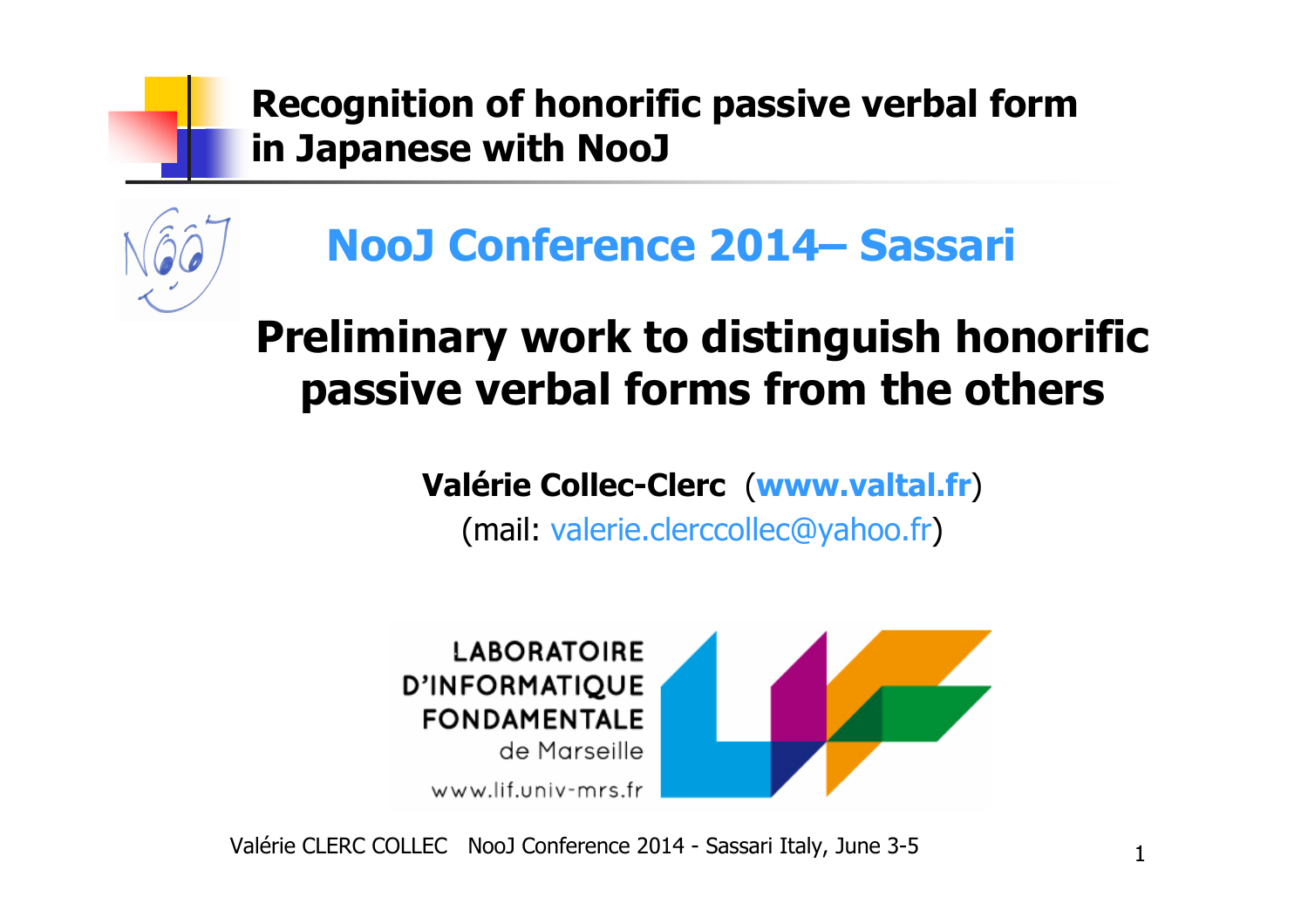# Recognition of honorific passive verbal form in Japanese with NooJ

## NooJ Conference 2014– Sassari

## Preliminary work to distinguish honorific passive verbal forms from the others

**Valérie Collec-Clerc** (**www.valtal.fr**)

(mail: valerie.clerccollec@yahoo.fr)

LABORATOIRE D'INFORMATIQUE FONDAMENTALE de Marseille

www.lif.univ-mrs.fr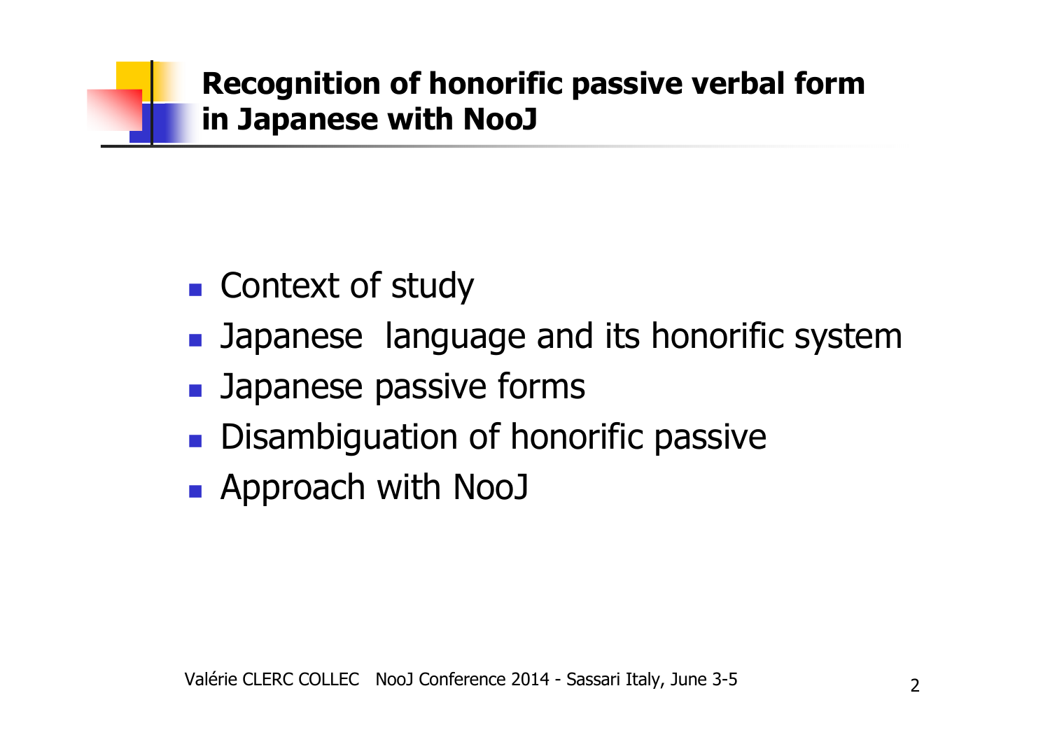# Recognition of honorific passive verbal form in Japanese with NooJ

- Context of study
- Japanese  language and its honorific system
- Japanese passive forms
- Disambiguation of honorific passive
- Approach with NooJ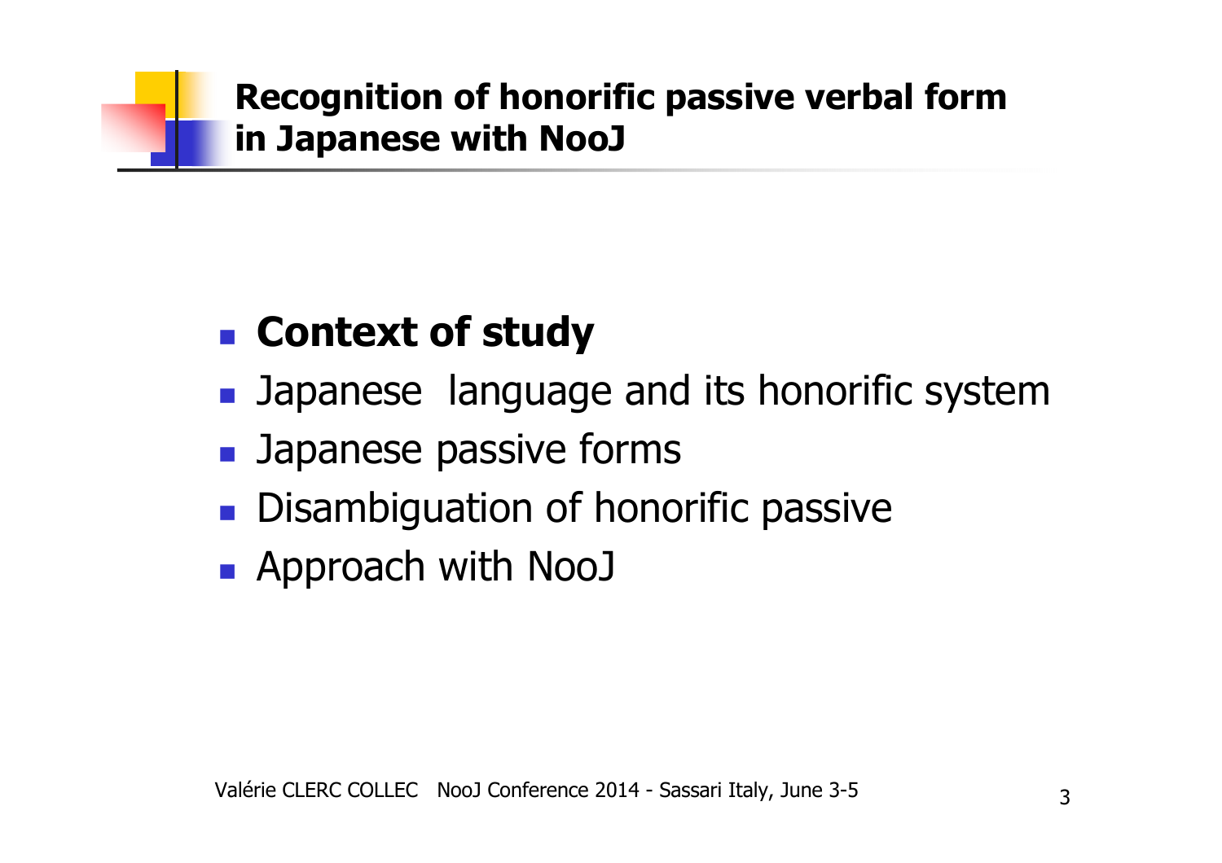# Recognition of honorific passive verbal form in Japanese with NooJ

- **Context of study**
- Japanese language and its honorific system
- Japanese passive forms
- Disambiguation of honorific passive
- Approach with NooJ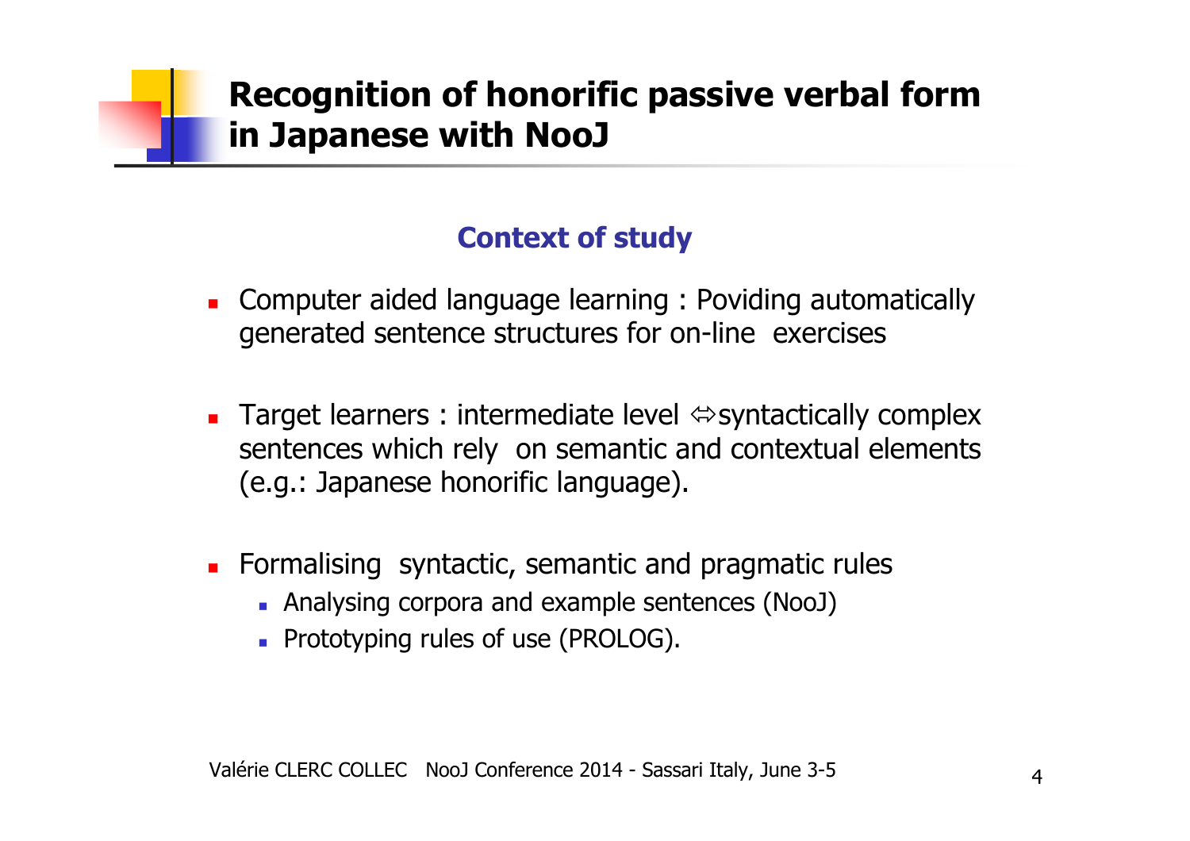# Recognition of honorific passive verbal form in Japanese with NooJ

## Context of study

- Computer aided language learning : Poviding automatically generated sentence structures for on-line exercises
- Target learners : intermediate level ⇔syntactically complex sentences which rely on semantic and contextual elements (e.g.: Japanese honorific language).
- Formalising syntactic, semantic and pragmatic rules
  - Analysing corpora and example sentences (NooJ)
  - Prototyping rules of use (PROLOG).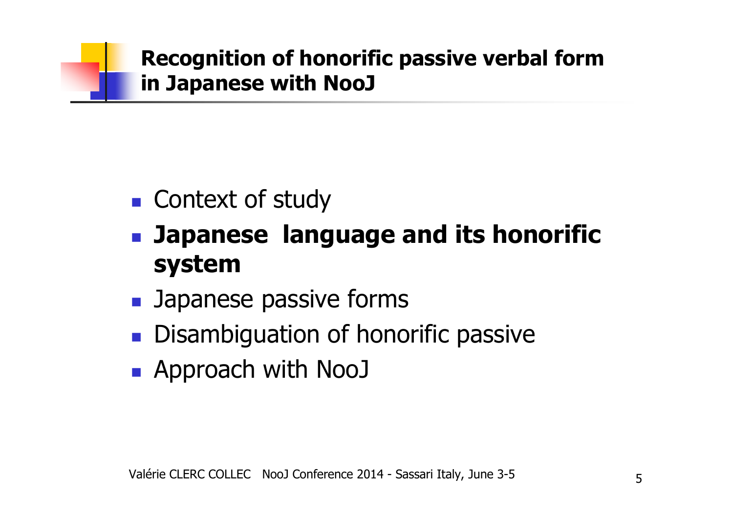# Recognition of honorific passive verbal form in Japanese with NooJ

- Context of study
- **Japanese language and its honorific system**
- Japanese passive forms
- Disambiguation of honorific passive
- Approach with NooJ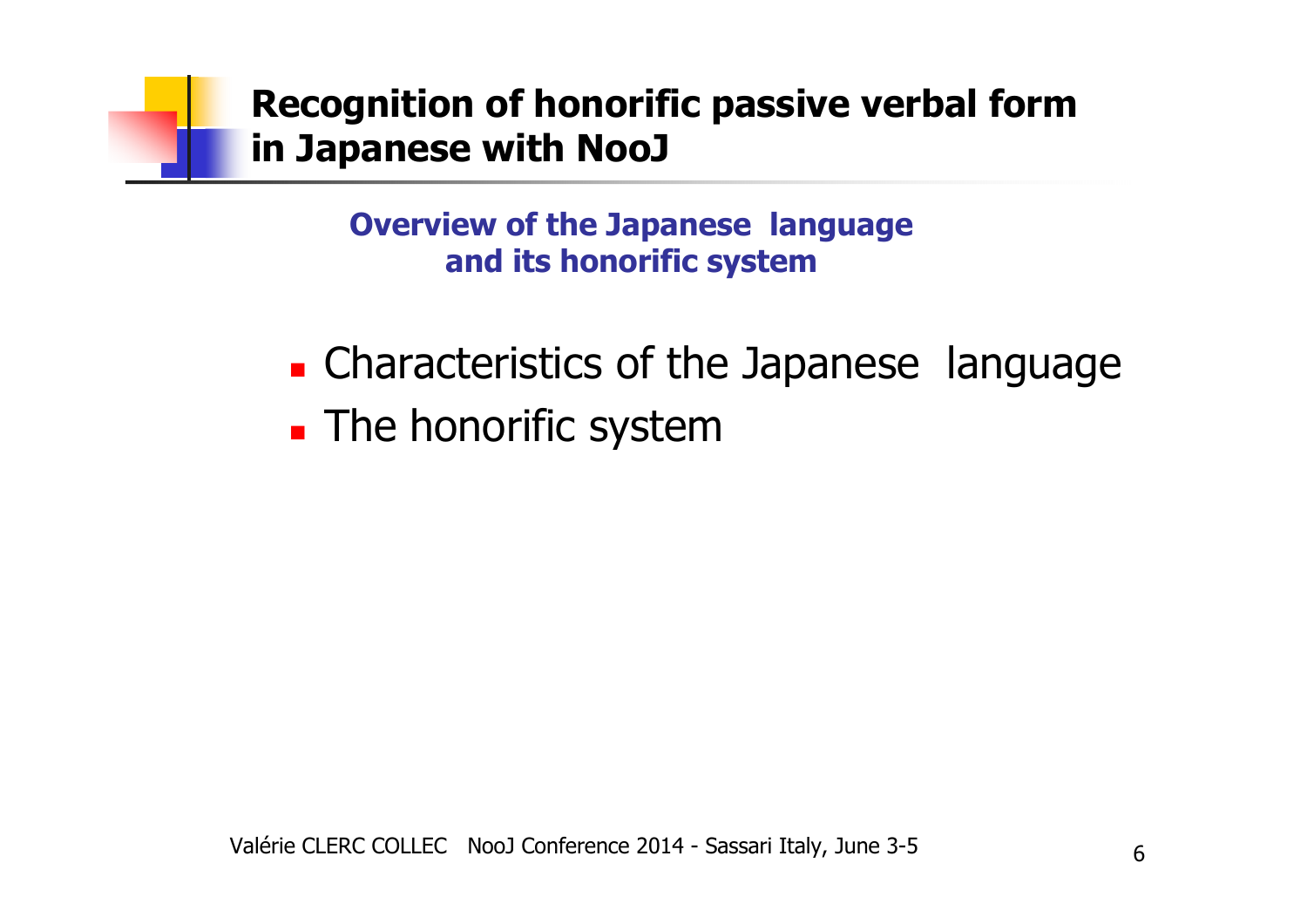# Recognition of honorific passive verbal form in Japanese with NooJ

## Overview of the Japanese language and its honorific system

- Characteristics of the Japanese language
- The honorific system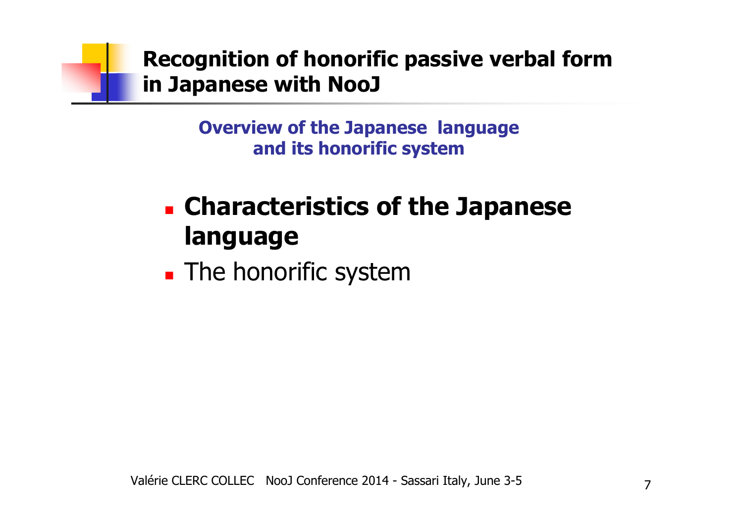# Recognition of honorific passive verbal form in Japanese with NooJ

## Overview of the Japanese language and its honorific system

- **Characteristics of the Japanese language**
- The honorific system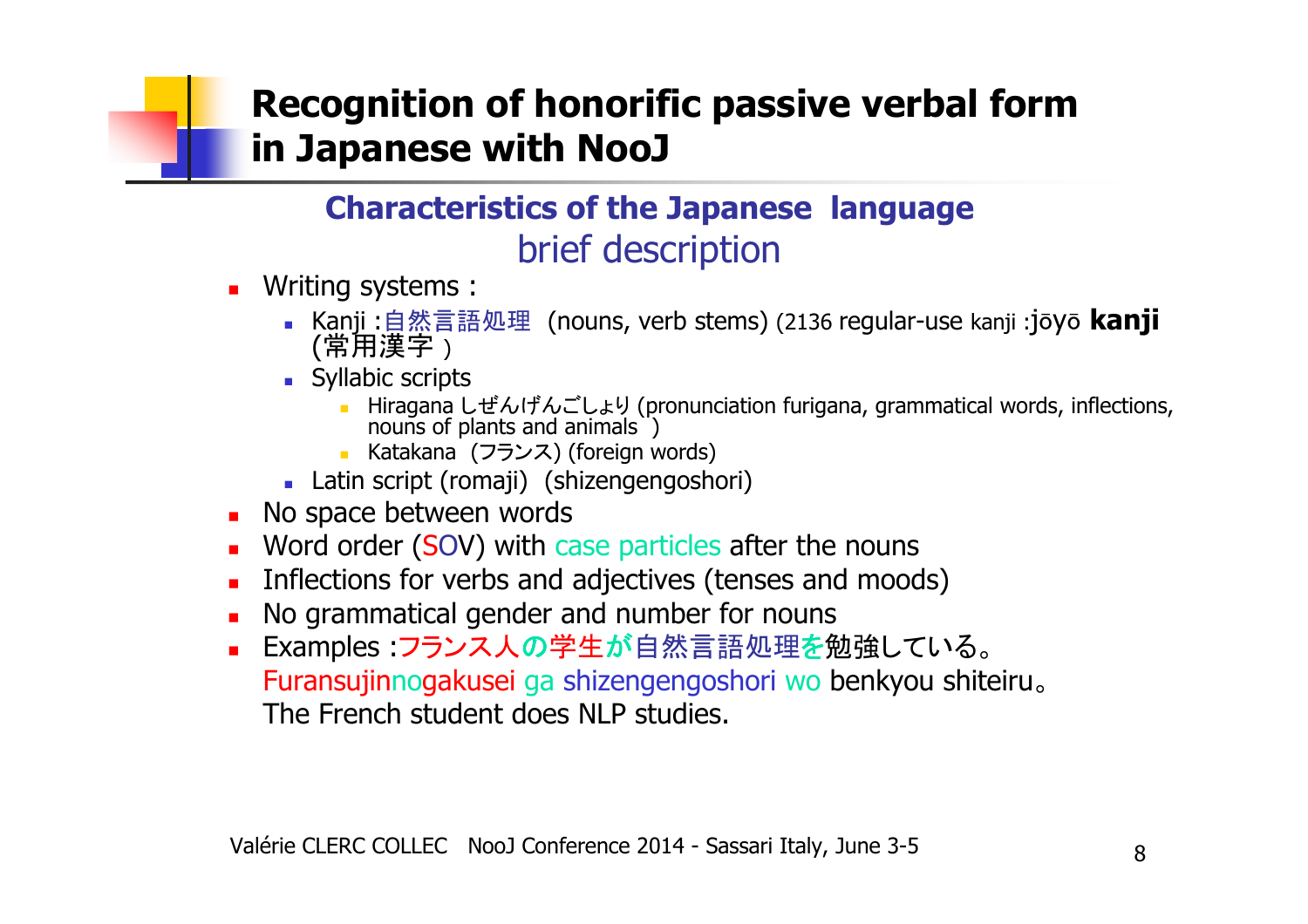# Recognition of honorific passive verbal form in Japanese with NooJ

## Characteristics of the Japanese language

### brief description

- Writing systems :
  - Kanji :自然言語処理 (nouns, verb stems) (2136 regular-use kanji :jōyō **kanji** (常用漢字 )
  - Syllabic scripts
    - Hiragana しぜんげんごしょり (pronunciation furigana, grammatical words, inflections, nouns of plants and animals )
    - Katakana (フランス) (foreign words)
  - Latin script (romaji) (shizengengoshori)
- No space between words
- Word order (SOV) with case particles after the nouns
- Inflections for verbs and adjectives (tenses and moods)
- No grammatical gender and number for nouns
- Examples :フランス人の学生が自然言語処理を勉強している。
  Furansujinnogakusei ga shizengengoshori wo benkyou shiteiru。
  The French student does NLP studies.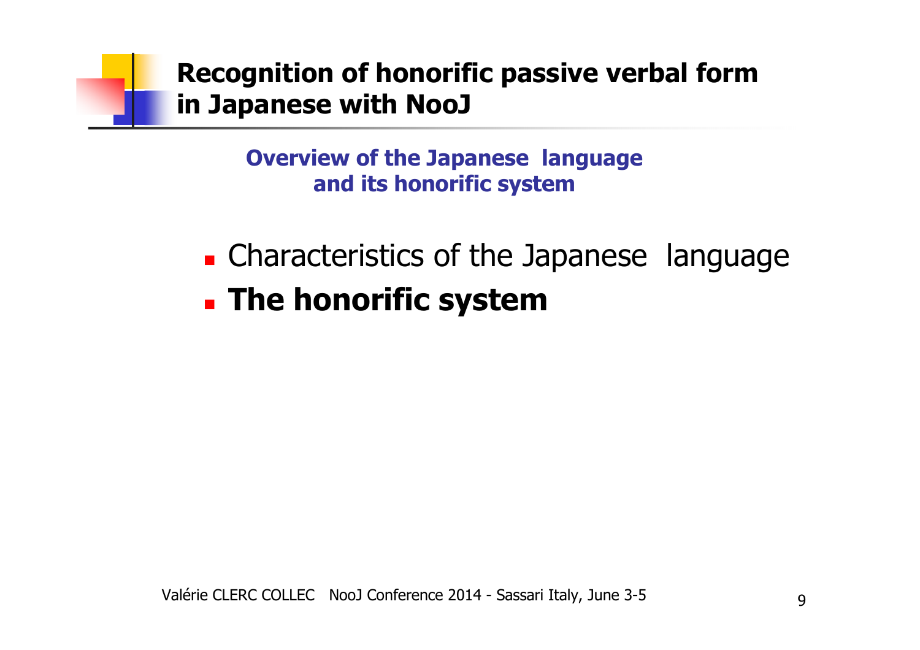# Recognition of honorific passive verbal form in Japanese with NooJ

## Overview of the Japanese language and its honorific system

- Characteristics of the Japanese language
- **The honorific system**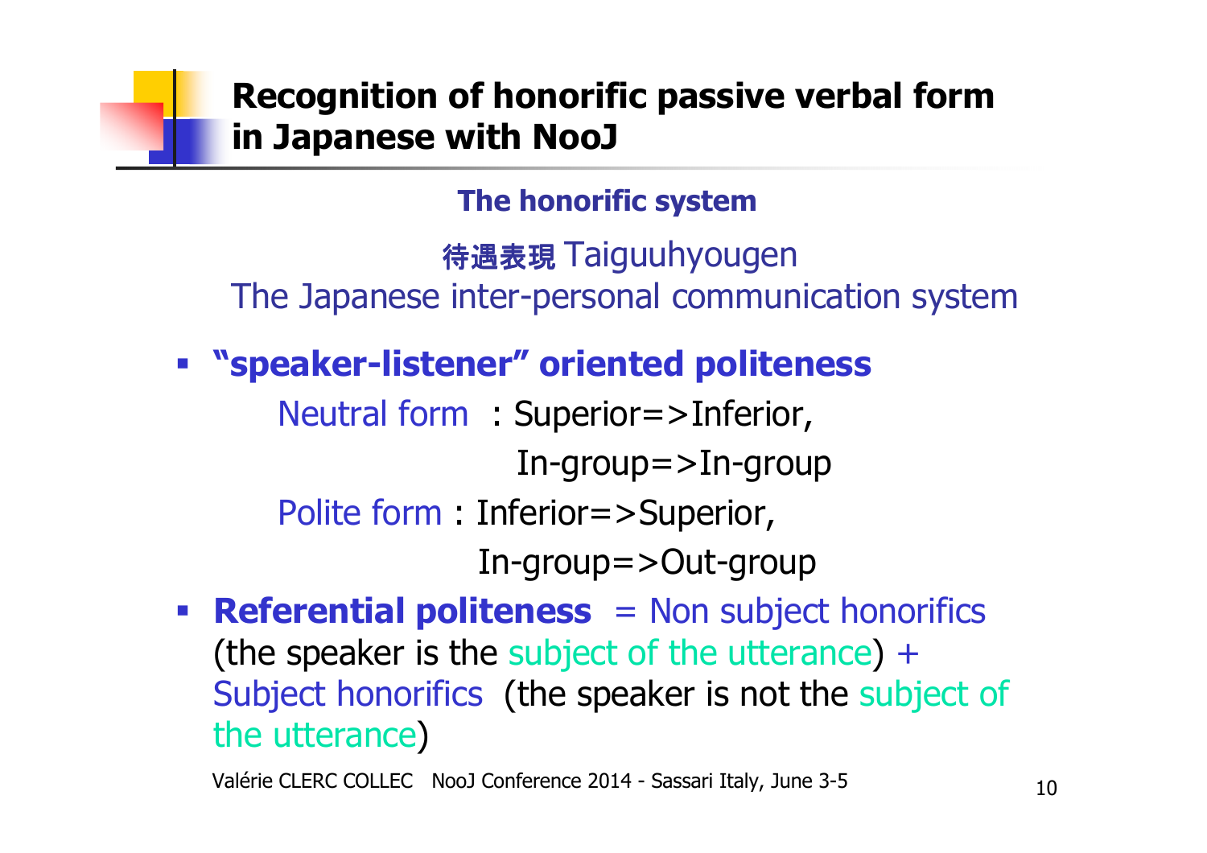# Recognition of honorific passive verbal form in Japanese with NooJ

## The honorific system

待遇表現 Taiguuhyougen
The Japanese inter-personal communication system

- **"speaker-listener" oriented politeness**
  - Neutral form : Superior=>Inferior,
    In-group=>In-group
  - Polite form : Inferior=>Superior,
    In-group=>Out-group
- **Referential politeness** = Non subject honorifics (the speaker is the subject of the utterance) + Subject honorifics (the speaker is not the subject of the utterance)

Valérie CLERC COLLEC NooJ Conference 2014 - Sassari Italy, June 3-5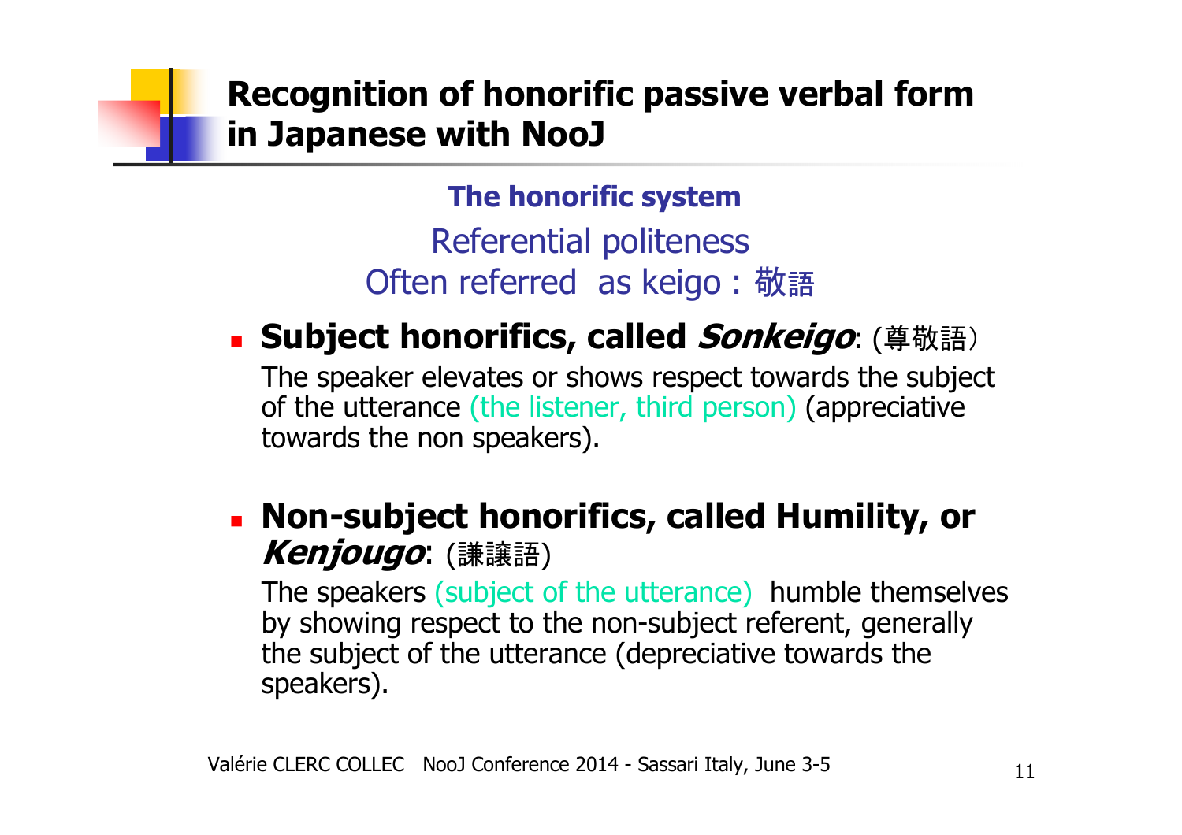# Recognition of honorific passive verbal form in Japanese with NooJ

**The honorific system**

Referential politeness

Often referred  as keigo : 敬語

- **Subject honorifics, called *Sonkeigo***: (尊敬語）

  The speaker elevates or shows respect towards the subject of the utterance (the listener, third person) (appreciative towards the non speakers).

- **Non-subject honorifics, called Humility, or *Kenjougo***: (謙譲語)

  The speakers (subject of the utterance)  humble themselves by showing respect to the non-subject referent, generally the subject of the utterance (depreciative towards the speakers).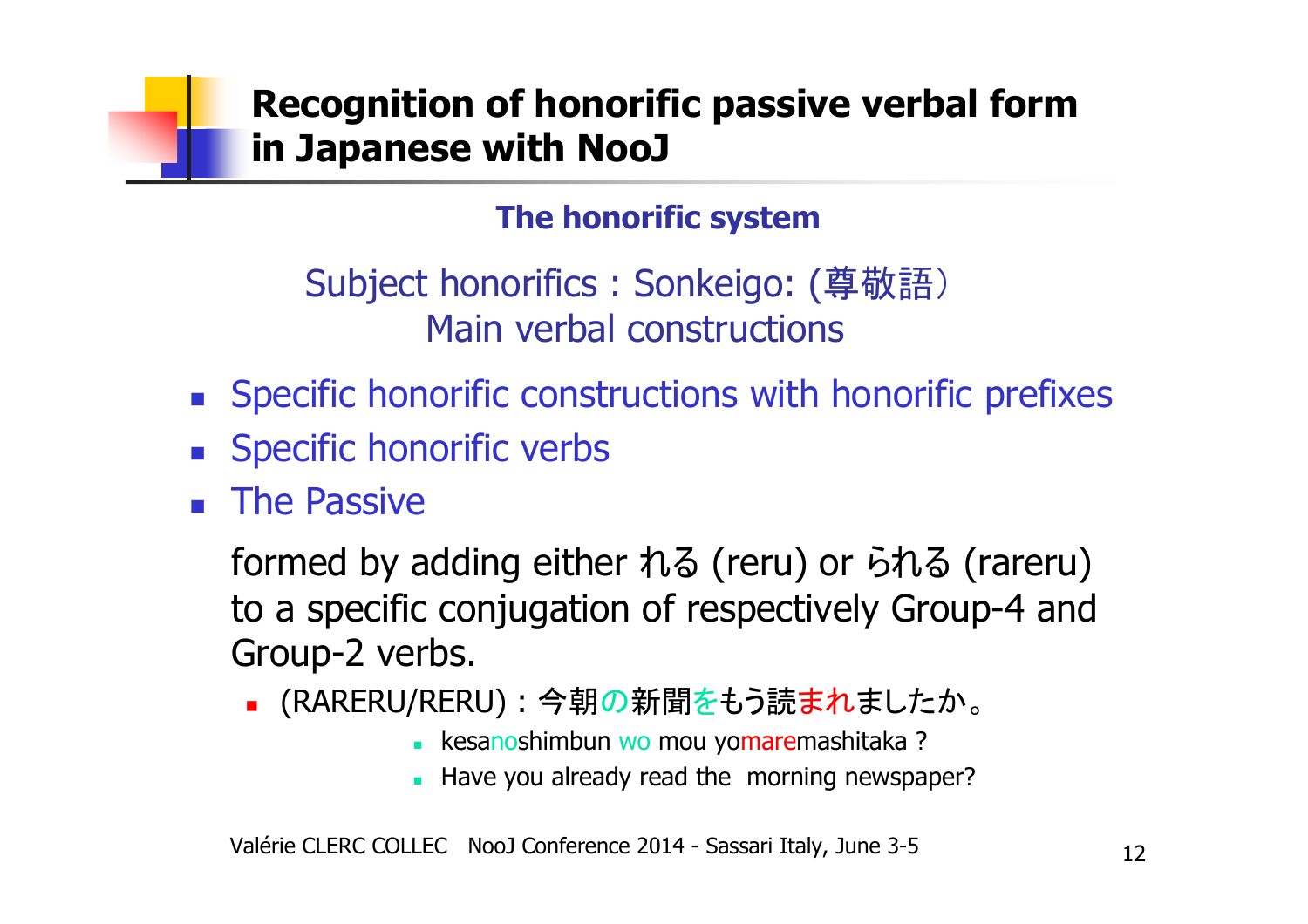# Recognition of honorific passive verbal form in Japanese with NooJ

## The honorific system

Subject honorifics : Sonkeigo: (尊敬語）
Main verbal constructions

- Specific honorific constructions with honorific prefixes
- Specific honorific verbs
- The Passive

  formed by adding either れる (reru) or られる (rareru) to a specific conjugation of respectively Group-4 and Group-2 verbs.

  - (RARERU/RERU) : 今朝の新聞をもう読まれましたか。
    - kesanoshimbun wo mou yomaremashitaka ?
    - Have you already read the  morning newspaper?

Valérie CLERC COLLEC   NooJ Conference 2014 - Sassari Italy, June 3-5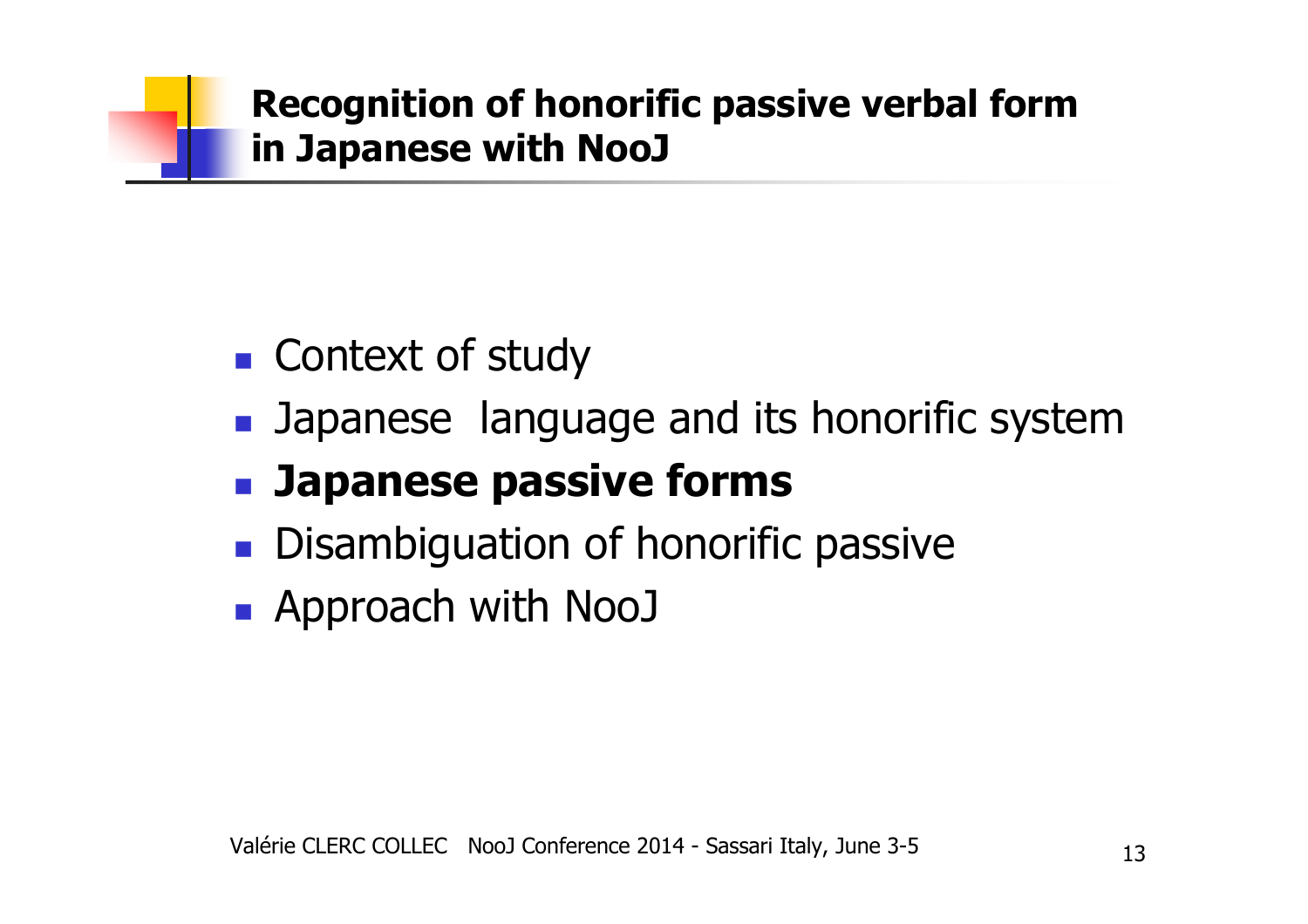# Recognition of honorific passive verbal form in Japanese with NooJ

- Context of study
- Japanese language and its honorific system
- **Japanese passive forms**
- Disambiguation of honorific passive
- Approach with NooJ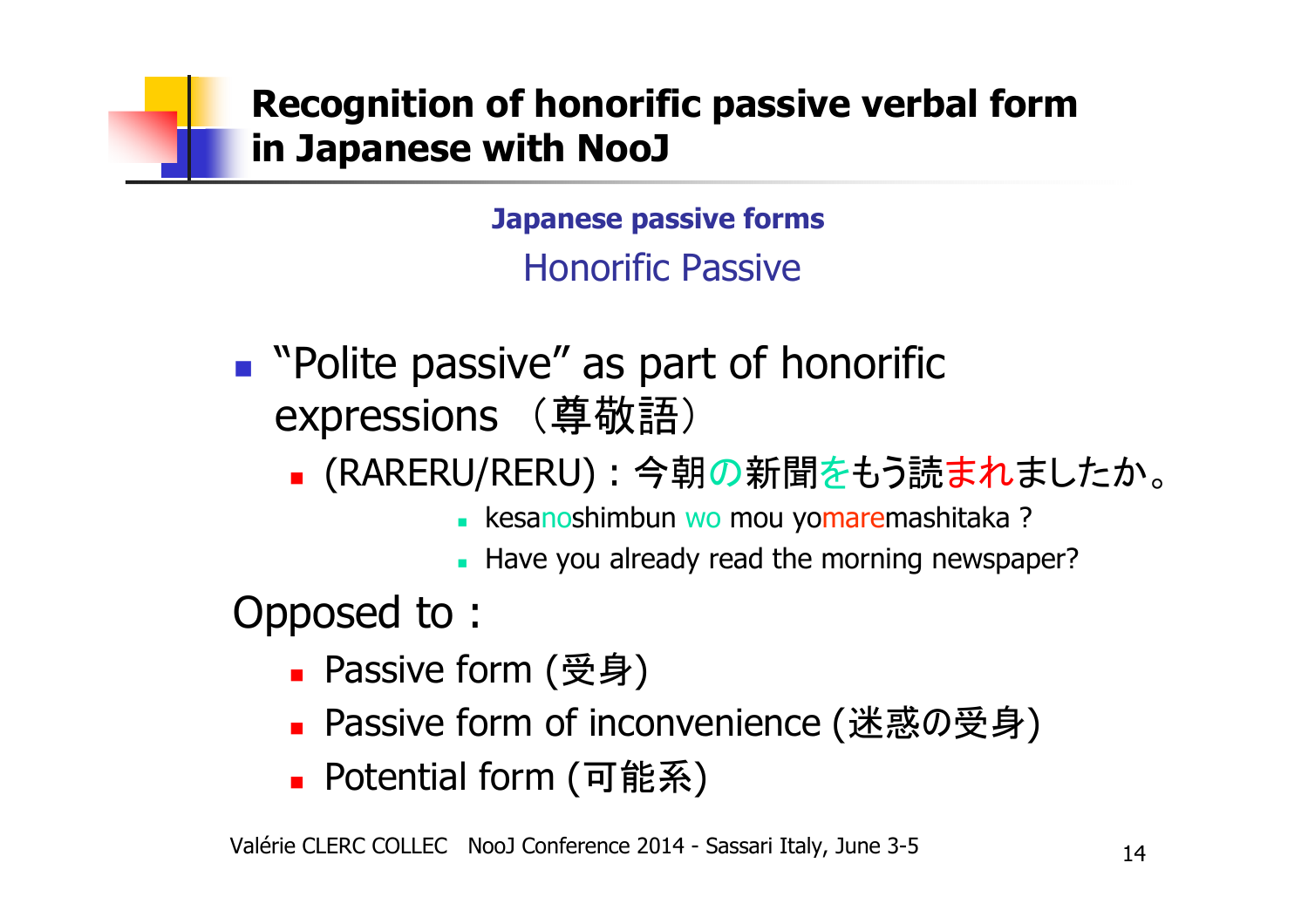# Recognition of honorific passive verbal form in Japanese with NooJ

## Japanese passive forms

### Honorific Passive

- "Polite passive" as part of honorific expressions （尊敬語）
  - (RARERU/RERU) : 今朝の新聞をもう読まれましたか。
    - kesanoshimbun wo mou yomaremashitaka ?
    - Have you already read the morning newspaper?

Opposed to :

- Passive form (受身)
- Passive form of inconvenience (迷惑の受身)
- Potential form (可能系)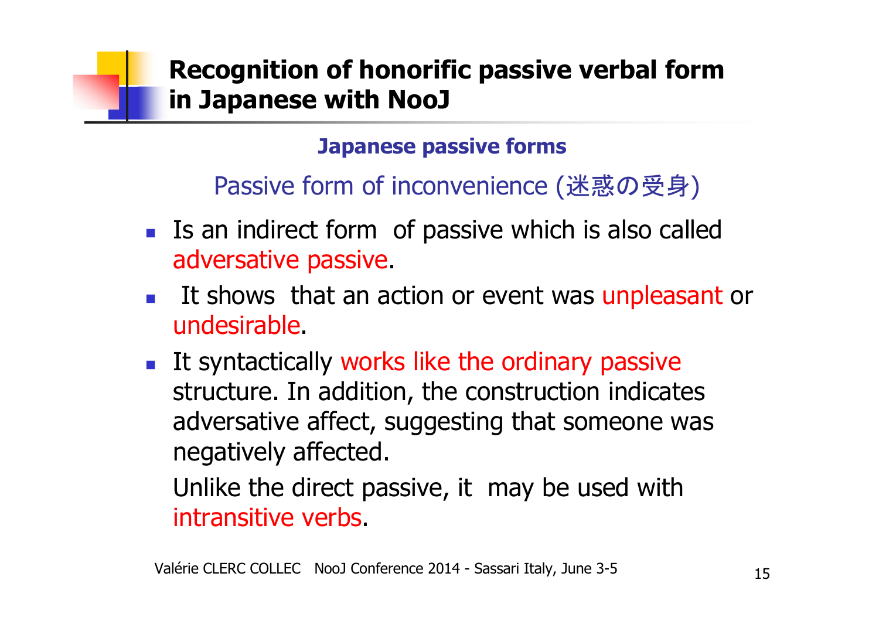# Recognition of honorific passive verbal form in Japanese with NooJ

## Japanese passive forms

### Passive form of inconvenience (迷惑の受身)

- Is an indirect form of passive which is also called adversative passive.
- It shows that an action or event was unpleasant or undesirable.
- It syntactically works like the ordinary passive structure. In addition, the construction indicates adversative affect, suggesting that someone was negatively affected.

  Unlike the direct passive, it may be used with intransitive verbs.

Valérie CLERC COLLEC NooJ Conference 2014 - Sassari Italy, June 3-5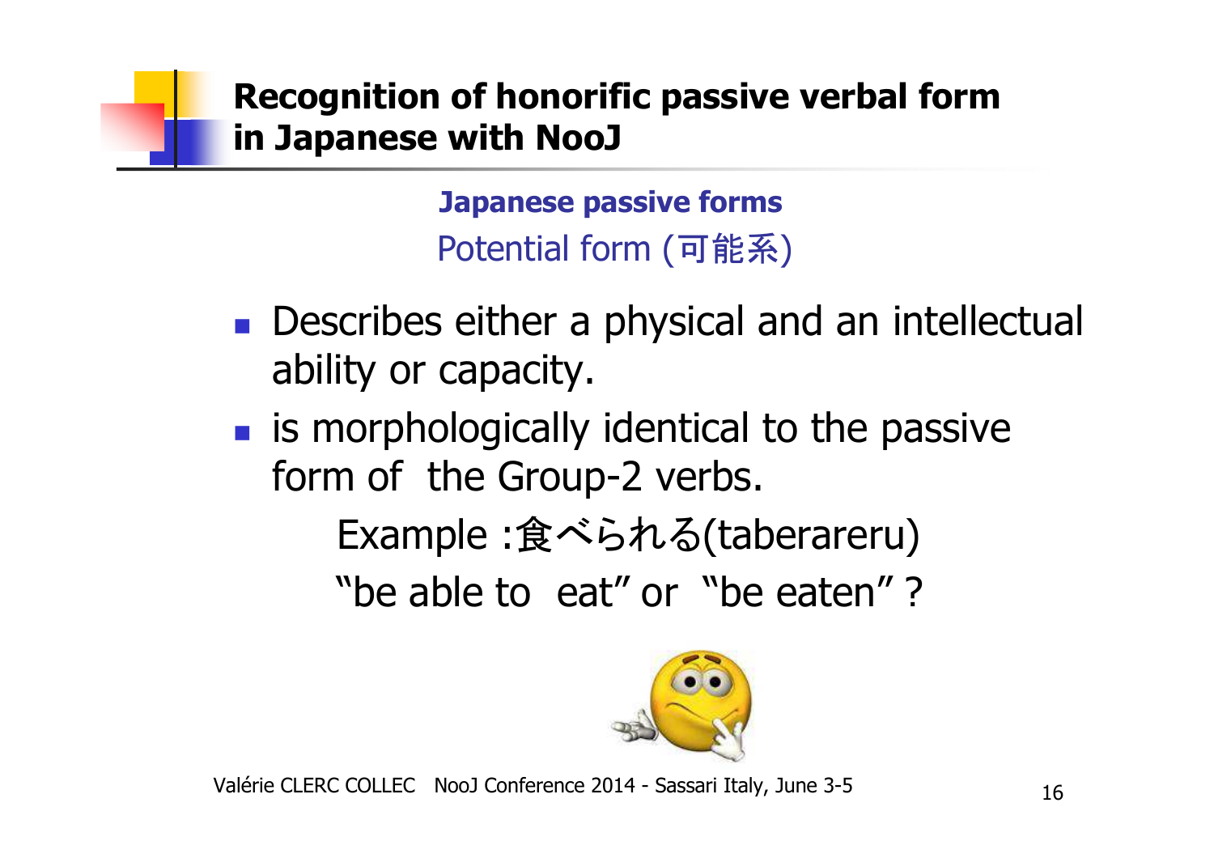# Recognition of honorific passive verbal form in Japanese with NooJ

## Japanese passive forms

### Potential form (可能系)

- Describes either a physical and an intellectual ability or capacity.
- is morphologically identical to the passive form of the Group-2 verbs.

  Example :食べられる(taberareru)

  "be able to eat" or "be eaten" ?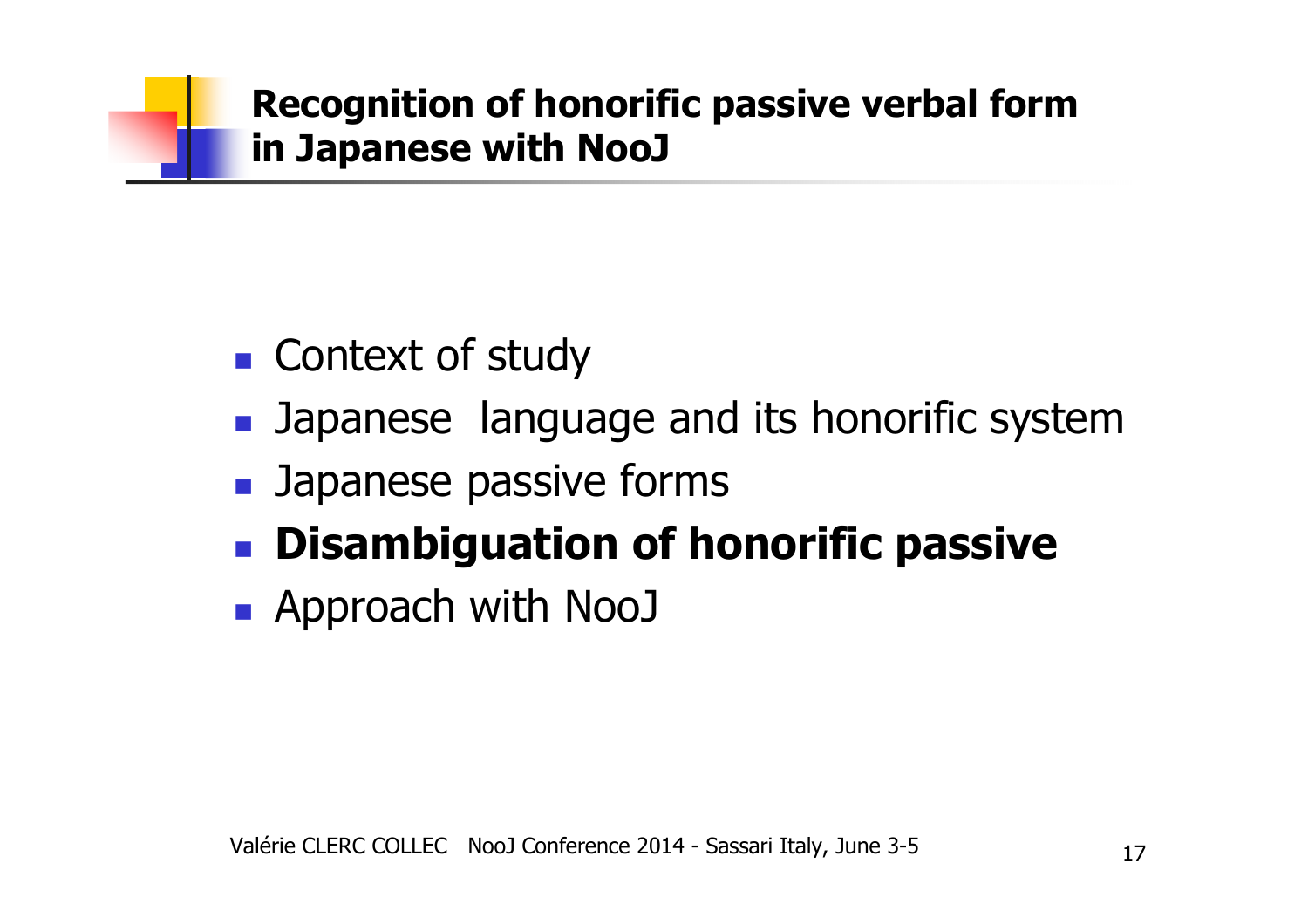# Recognition of honorific passive verbal form in Japanese with NooJ

- Context of study
- Japanese  language and its honorific system
- Japanese passive forms
- **Disambiguation of honorific passive**
- Approach with NooJ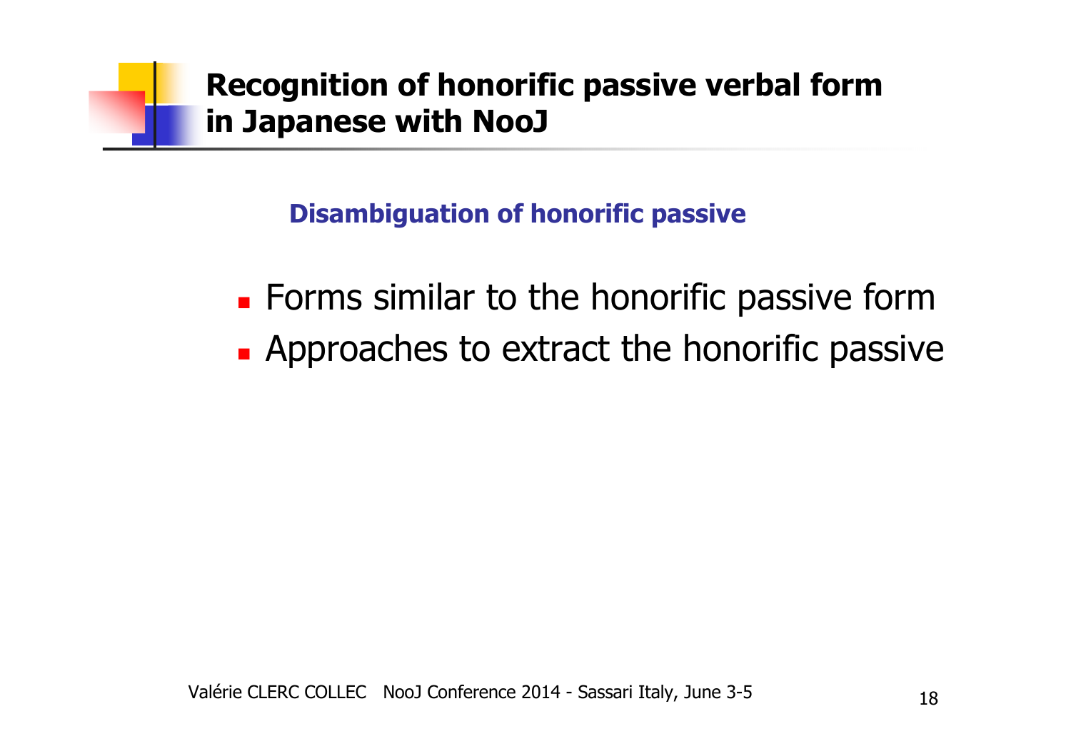# Recognition of honorific passive verbal form in Japanese with NooJ

### Disambiguation of honorific passive

- Forms similar to the honorific passive form
- Approaches to extract the honorific passive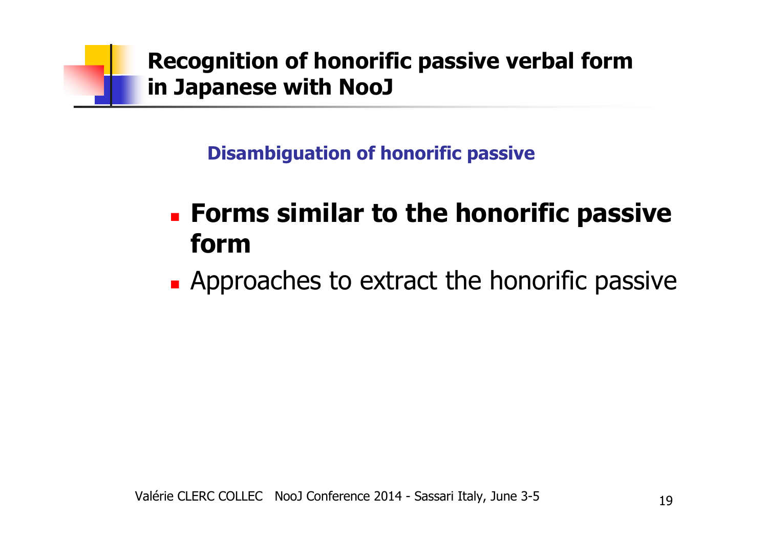# Recognition of honorific passive verbal form in Japanese with NooJ

## Disambiguation of honorific passive

- **Forms similar to the honorific passive form**
- Approaches to extract the honorific passive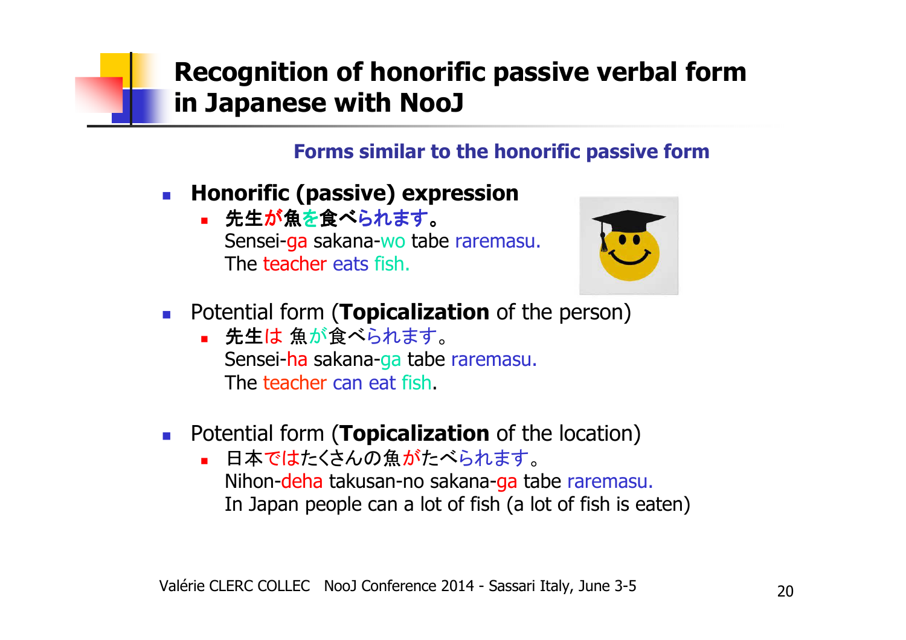# Recognition of honorific passive verbal form in Japanese with NooJ

### Forms similar to the honorific passive form

- **Honorific (passive) expression**
  - **先生が魚を食べられます。**
    Sensei-ga sakana-wo tabe raremasu.
    The teacher eats fish.

- Potential form (**Topicalization** of the person)
  - 先生は 魚が食べられます。
    Sensei-ha sakana-ga tabe raremasu.
    The teacher can eat fish.

- Potential form (**Topicalization** of the location)
  - 日本ではたくさんの魚がたべられます。
    Nihon-deha takusan-no sakana-ga tabe raremasu.
    In Japan people can a lot of fish (a lot of fish is eaten)

Valérie CLERC COLLEC   NooJ Conference 2014 - Sassari Italy, June 3-5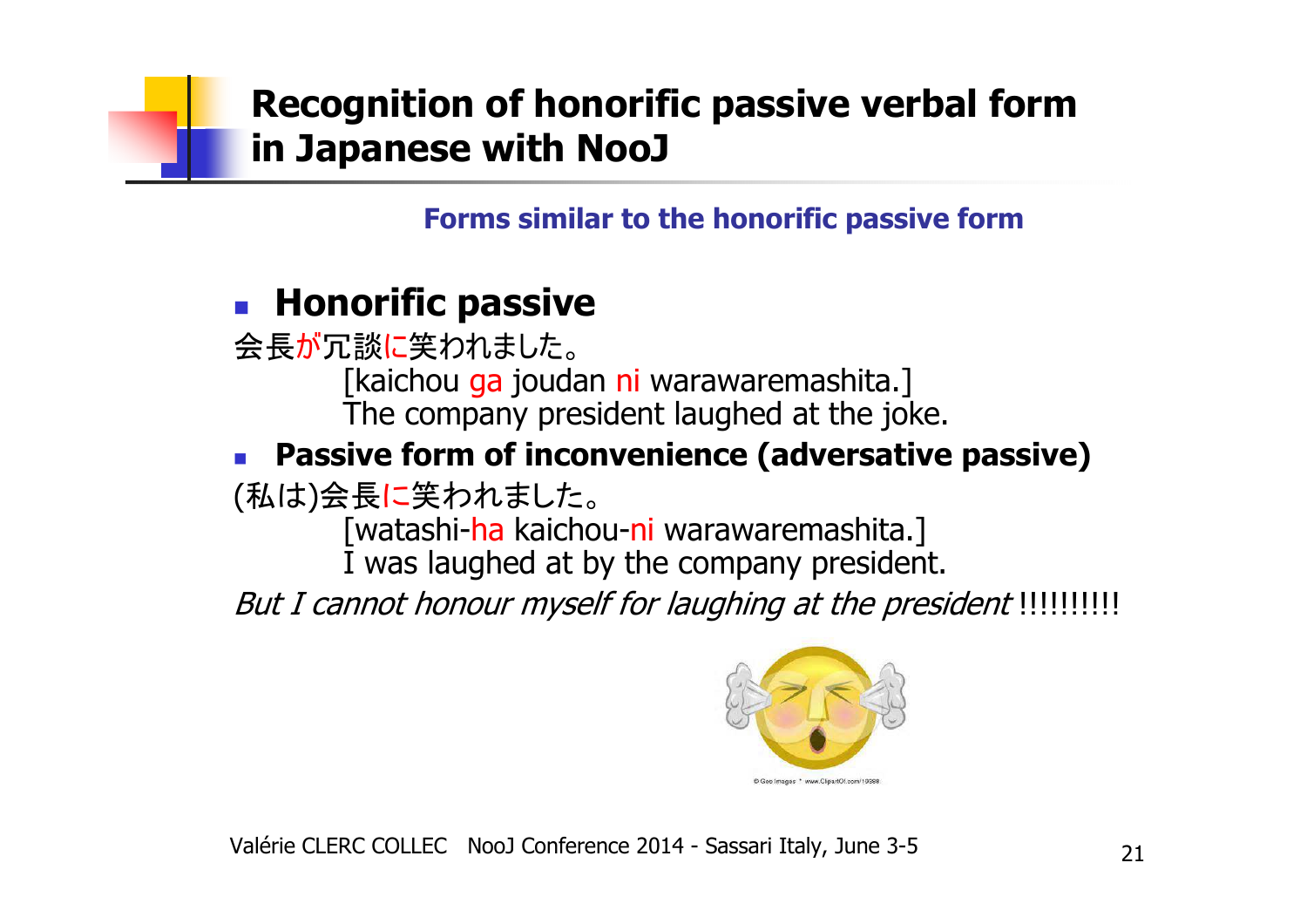# Recognition of honorific passive verbal form in Japanese with NooJ

**Forms similar to the honorific passive form**

- **Honorific passive**

会長が冗談に笑われました。

[kaichou ga joudan ni warawaremashita.]
The company president laughed at the joke.

- **Passive form of inconvenience (adversative passive)**

(私は)会長に笑われました。

[watashi-ha kaichou-ni warawaremashita.]
I was laughed at by the company president.

*But I cannot honour myself for laughing at the president* !!!!!!!!!!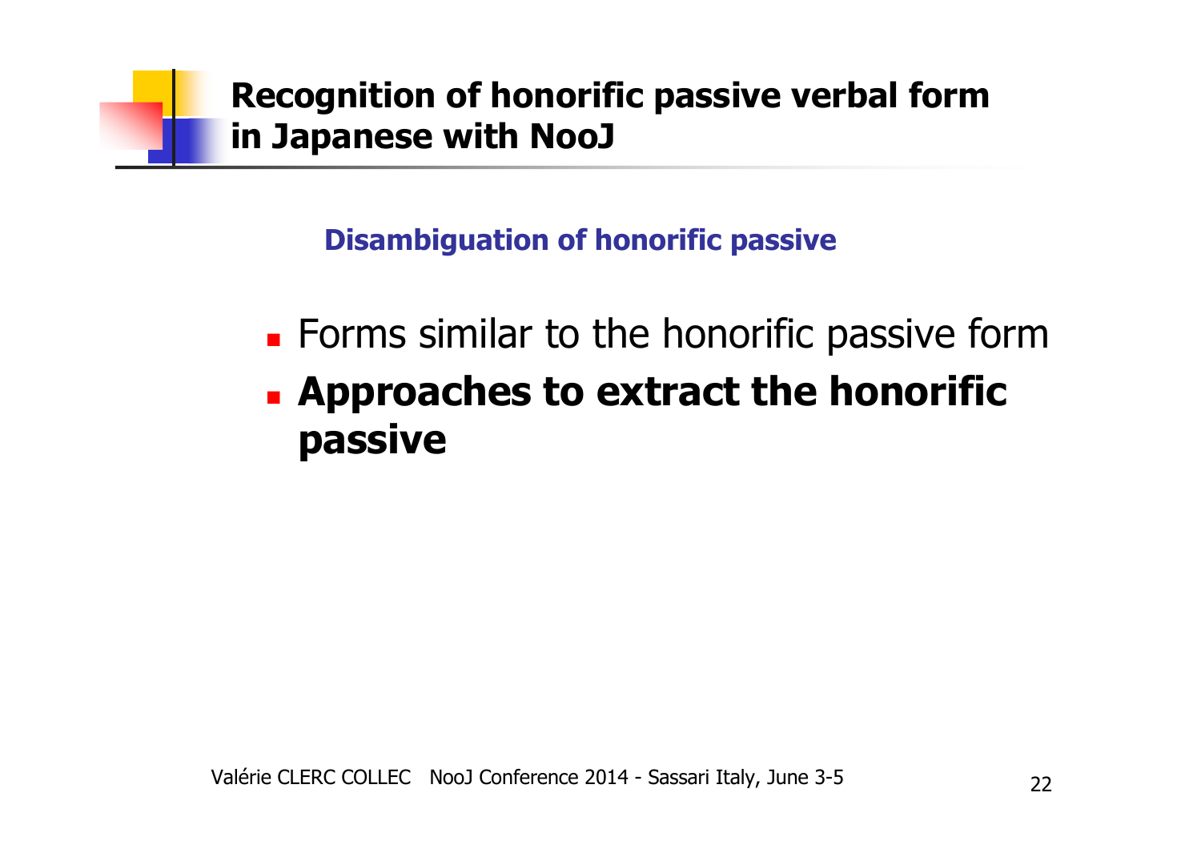# Recognition of honorific passive verbal form in Japanese with NooJ

## Disambiguation of honorific passive

- Forms similar to the honorific passive form
- **Approaches to extract the honorific passive**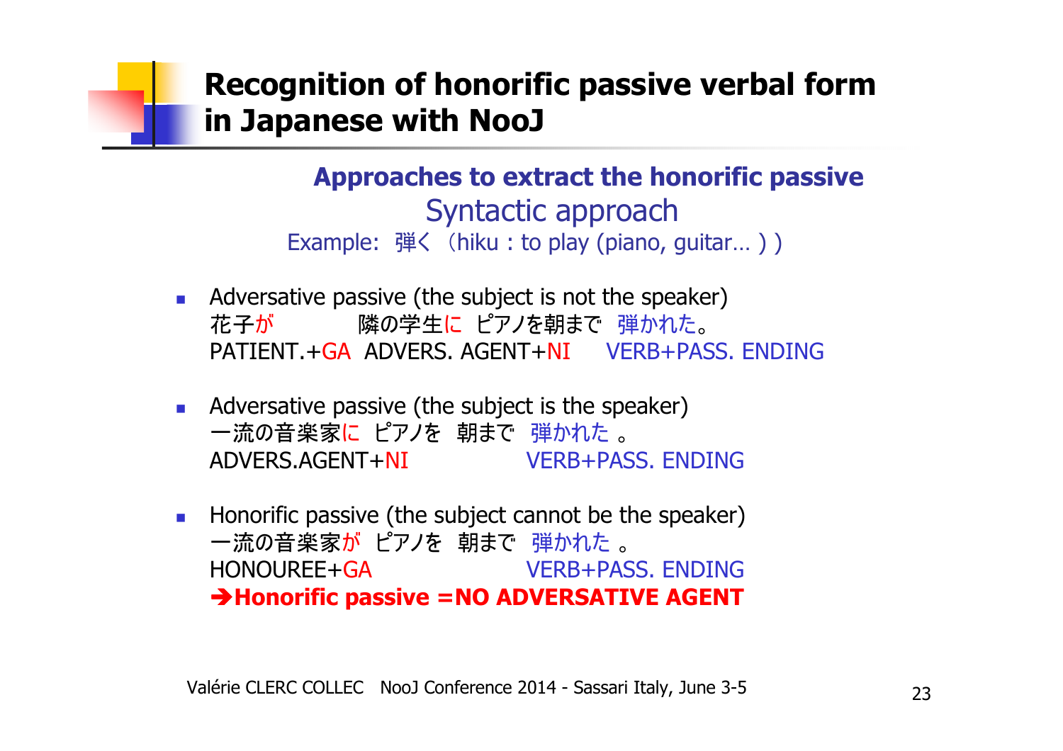# Recognition of honorific passive verbal form in Japanese with NooJ

## Approaches to extract the honorific passive

### Syntactic approach

Example: 弾く（hiku : to play (piano, guitar… ) )

- Adversative passive (the subject is not the speaker)
  花子が　　　隣の学生に ピアノを朝まで 弾かれた。
  PATIENT.+GA ADVERS. AGENT+NI VERB+PASS. ENDING

- Adversative passive (the subject is the speaker)
  一流の音楽家に ピアノを 朝まで 弾かれた 。
  ADVERS.AGENT+NI VERB+PASS. ENDING

- Honorific passive (the subject cannot be the speaker)
  一流の音楽家が ピアノを 朝まで 弾かれた 。
  HONOUREE+GA VERB+PASS. ENDING
  **➔Honorific passive =NO ADVERSATIVE AGENT**

Valérie CLERC COLLEC NooJ Conference 2014 - Sassari Italy, June 3-5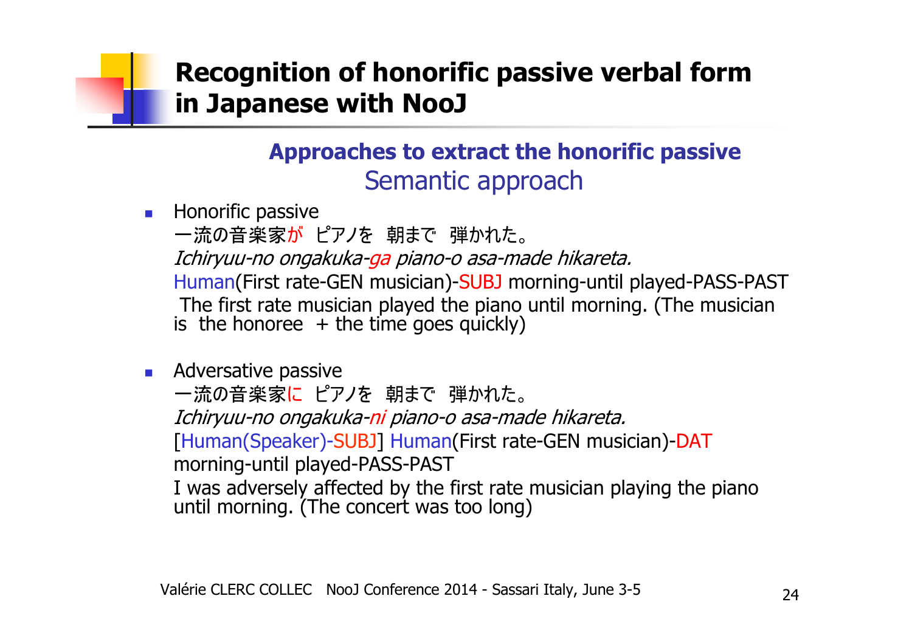# Recognition of honorific passive verbal form in Japanese with NooJ

## Approaches to extract the honorific passive

### Semantic approach

- Honorific passive
  一流の音楽家が ピアノを 朝まで 弾かれた。
  *Ichiryuu-no ongakuka-ga piano-o asa-made hikareta.*
  Human(First rate-GEN musician)-SUBJ morning-until played-PASS-PAST
  The first rate musician played the piano until morning. (The musician is the honoree + the time goes quickly)

- Adversative passive
  一流の音楽家に ピアノを 朝まで 弾かれた。
  *Ichiryuu-no ongakuka-ni piano-o asa-made hikareta.*
  [Human(Speaker)-SUBJ] Human(First rate-GEN musician)-DAT morning-until played-PASS-PAST
  I was adversely affected by the first rate musician playing the piano until morning. (The concert was too long)

Valérie CLERC COLLEC NooJ Conference 2014 - Sassari Italy, June 3-5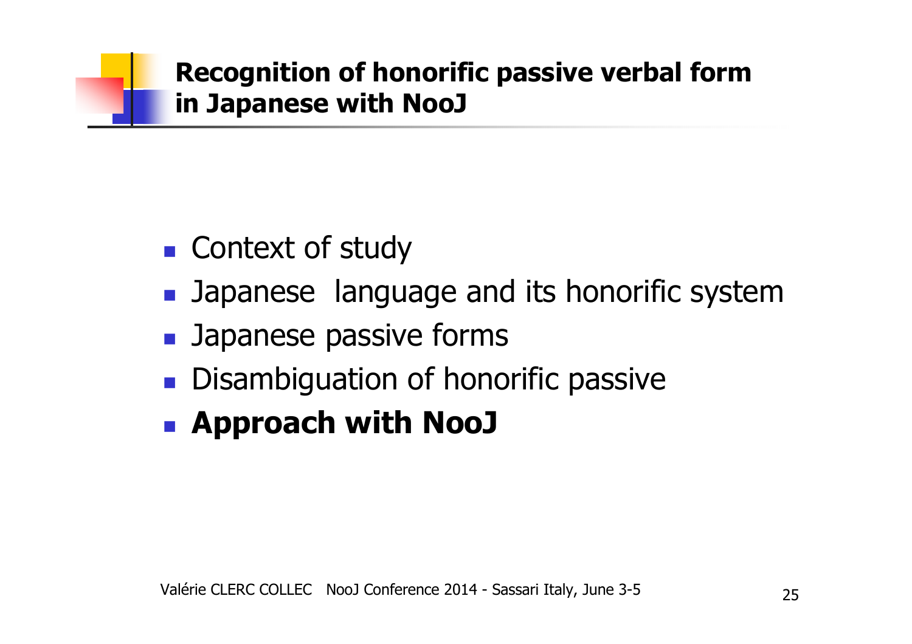# Recognition of honorific passive verbal form in Japanese with NooJ

- Context of study
- Japanese  language and its honorific system
- Japanese passive forms
- Disambiguation of honorific passive
- **Approach with NooJ**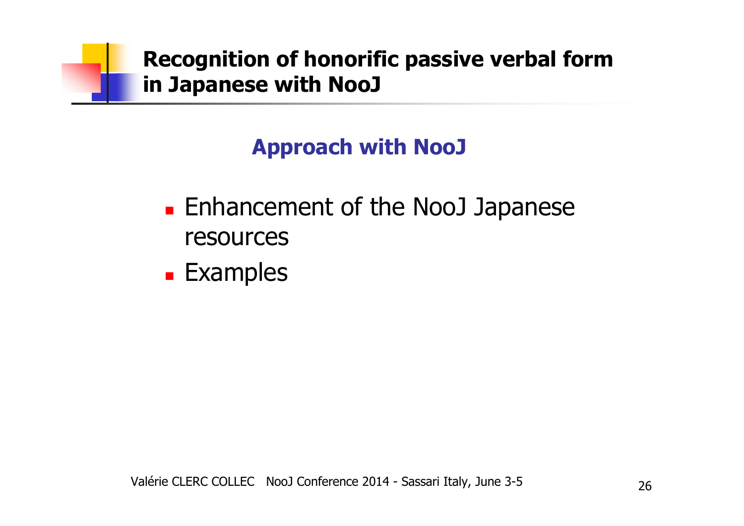# Recognition of honorific passive verbal form in Japanese with NooJ

## Approach with NooJ

- Enhancement of the NooJ Japanese resources
- Examples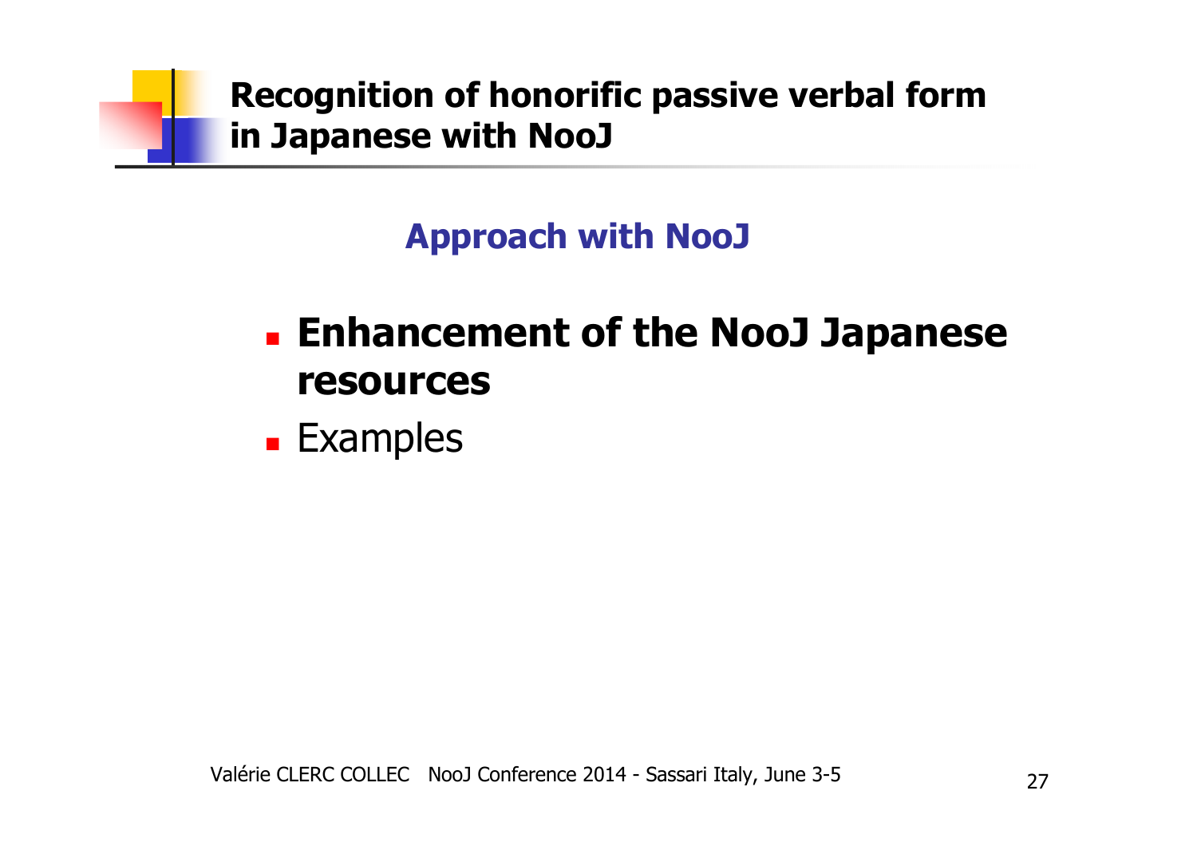# Recognition of honorific passive verbal form in Japanese with NooJ

## Approach with NooJ

- **Enhancement of the NooJ Japanese resources**
- Examples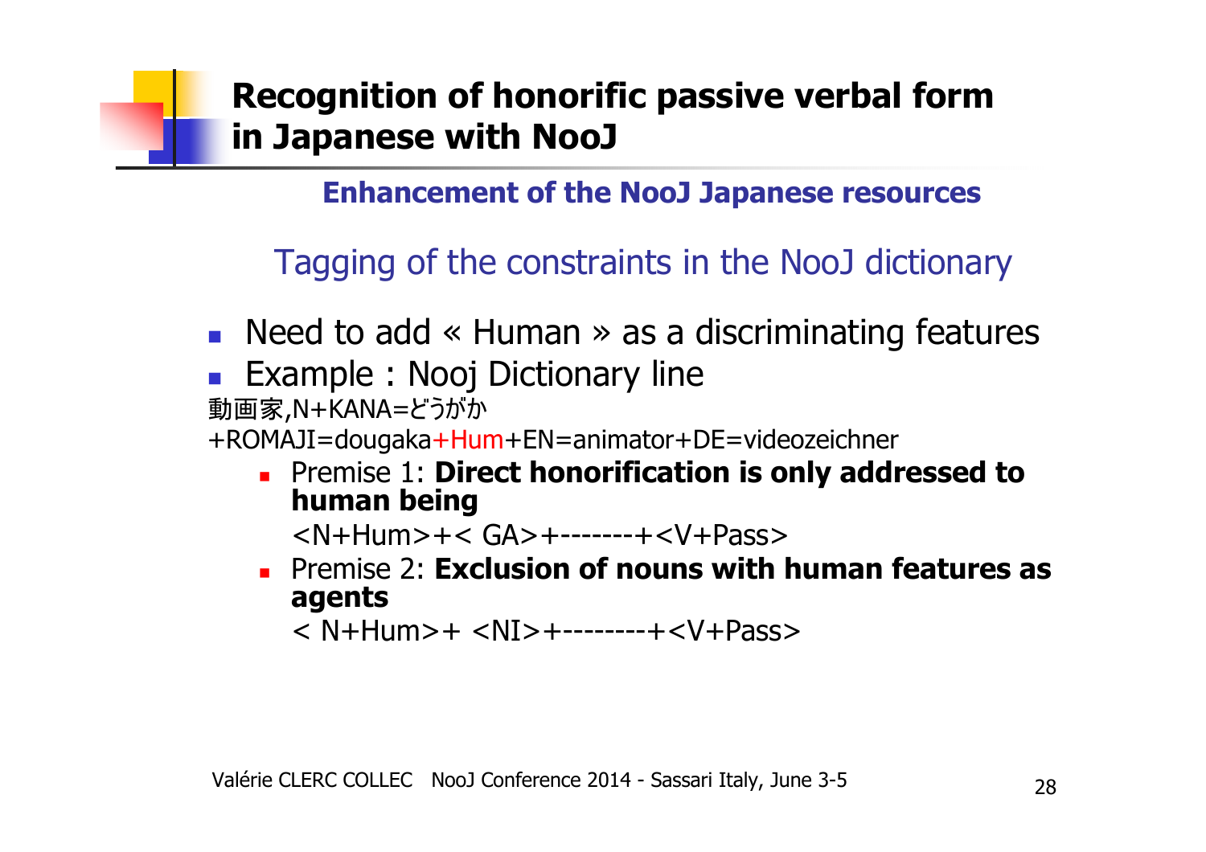# Recognition of honorific passive verbal form in Japanese with NooJ

## Enhancement of the NooJ Japanese resources

### Tagging of the constraints in the NooJ dictionary

- Need to add « Human » as a discriminating features
- Example : Nooj Dictionary line

動画家,N+KANA=どうがか
+ROMAJI=dougaka+Hum+EN=animator+DE=videozeichner

  - Premise 1: **Direct honorification is only addressed to human being**

    <N+Hum>+< GA>+--------+<V+Pass>

  - Premise 2: **Exclusion of nouns with human features as agents**

    < N+Hum>+ <NI>+---------+<V+Pass>

Valérie CLERC COLLEC NooJ Conference 2014 - Sassari Italy, June 3-5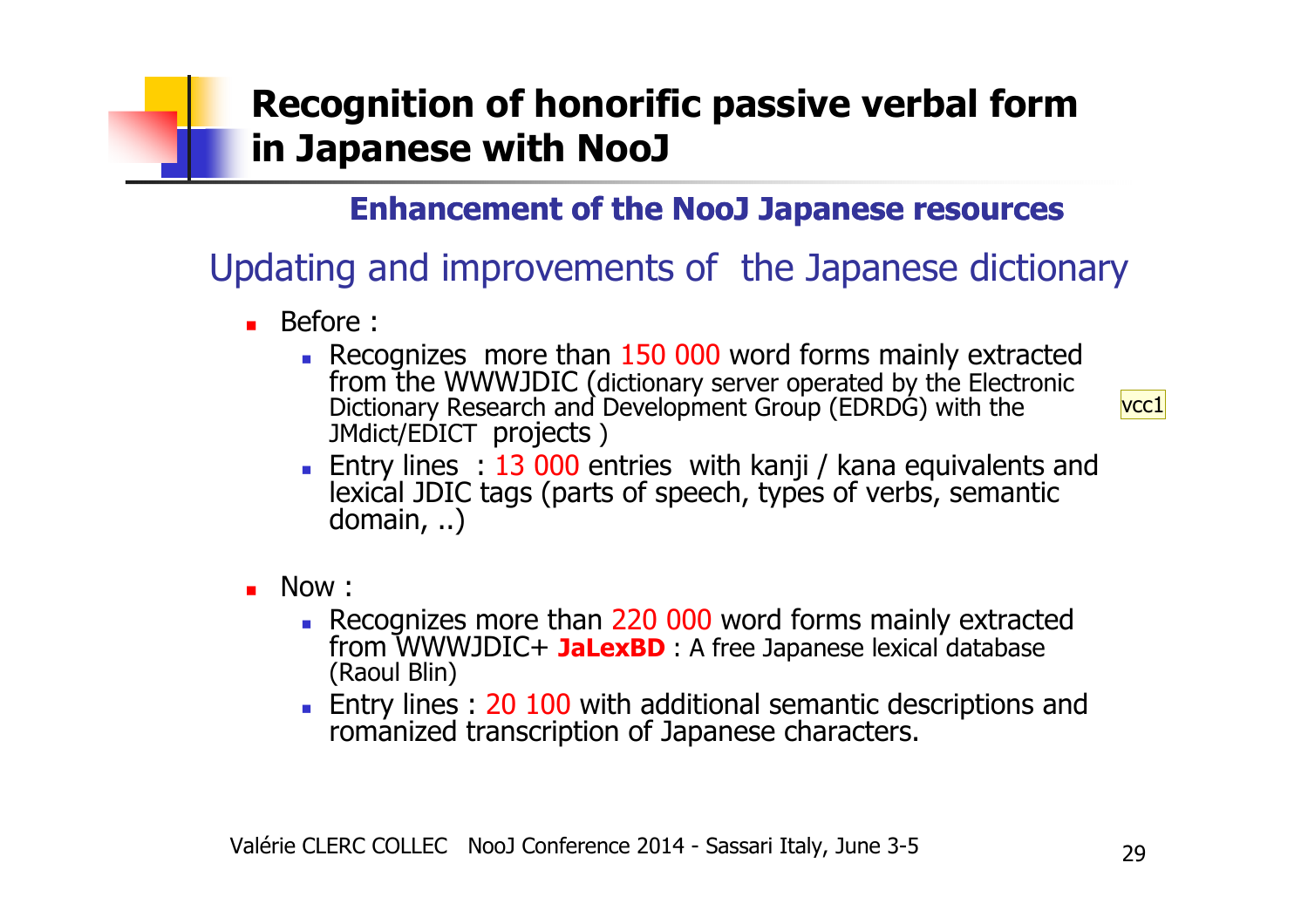# Recognition of honorific passive verbal form in Japanese with NooJ

## Enhancement of the NooJ Japanese resources

### Updating and improvements of the Japanese dictionary

- Before :
  - Recognizes more than 150 000 word forms mainly extracted from the WWWJDIC (dictionary server operated by the Electronic Dictionary Research and Development Group (EDRDG) with the JMdict/EDICT projects )
  - Entry lines : 13 000 entries with kanji / kana equivalents and lexical JDIC tags (parts of speech, types of verbs, semantic domain, ..)

vcc1

- Now :
  - Recognizes more than 220 000 word forms mainly extracted from WWWJDIC+ **JaLexBD** : A free Japanese lexical database (Raoul Blin)
  - Entry lines : 20 100 with additional semantic descriptions and romanized transcription of Japanese characters.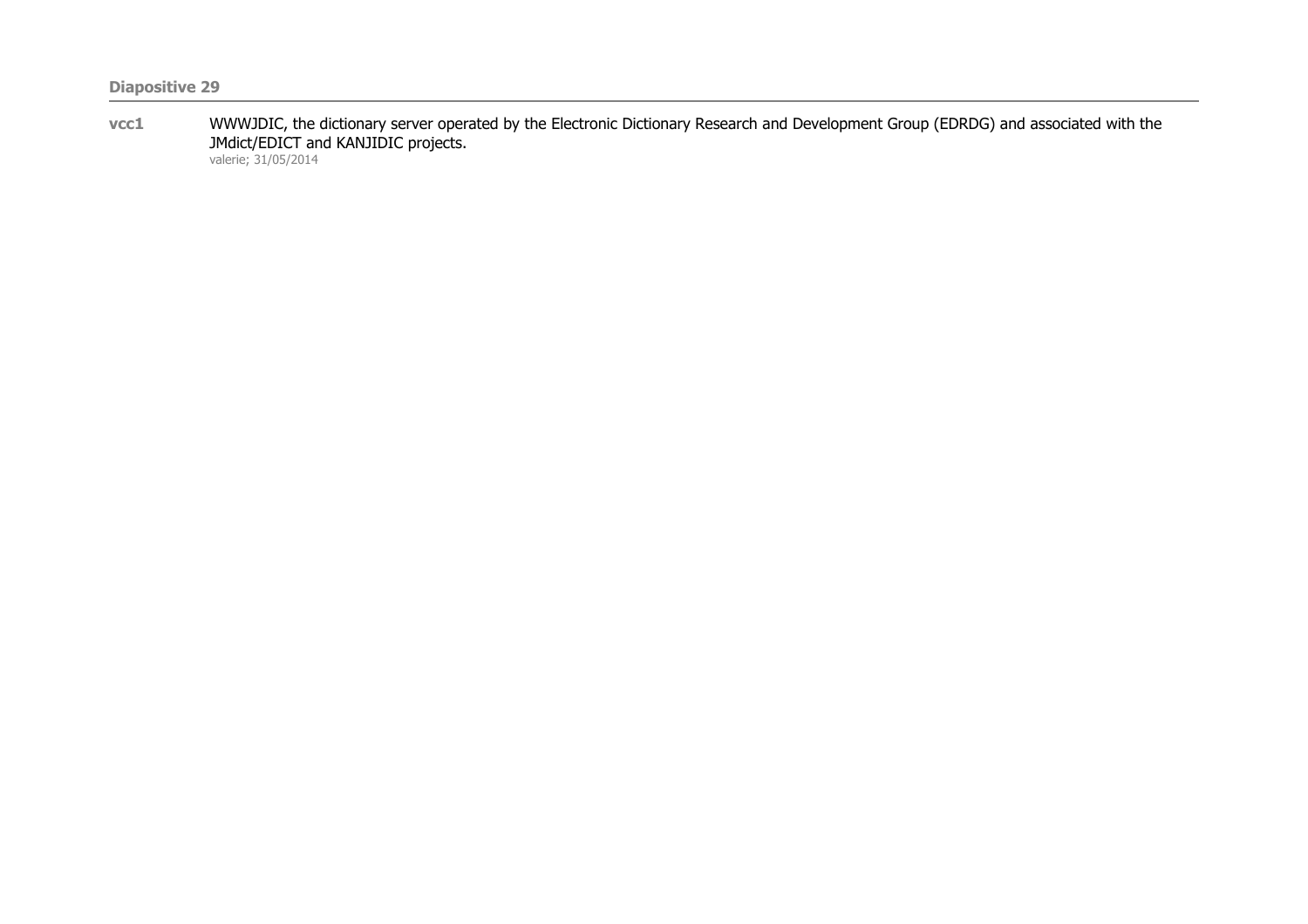**Diapositive 29**

---

**vcc1** WWWJDIC, the dictionary server operated by the Electronic Dictionary Research and Development Group (EDRDG) and associated with the JMdict/EDICT and KANJIDIC projects.
valerie; 31/05/2014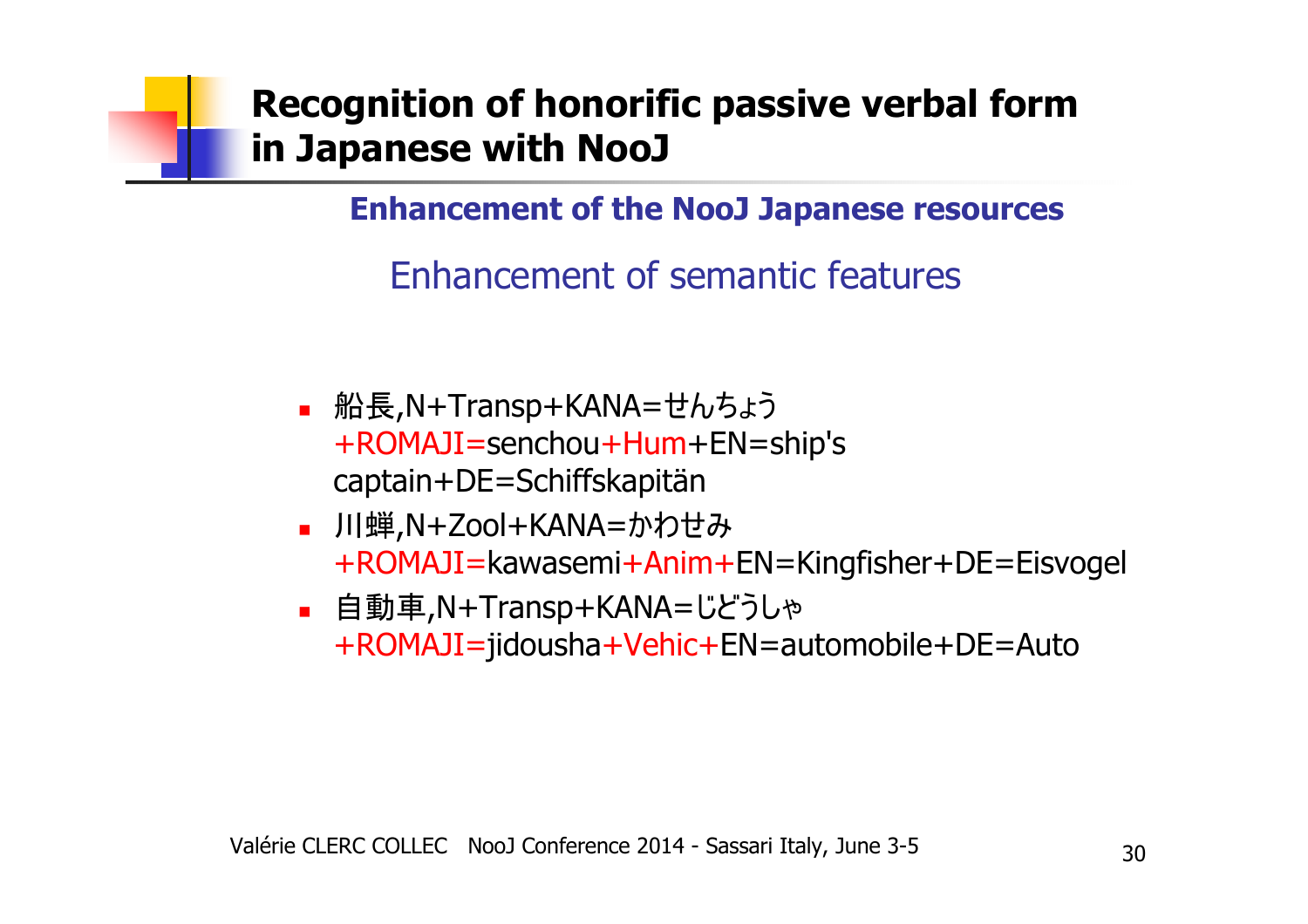# Recognition of honorific passive verbal form in Japanese with NooJ

## Enhancement of the NooJ Japanese resources

### Enhancement of semantic features

- 船長,N+Transp+KANA=せんちょう+ROMAJI=senchou+Hum+EN=ship's captain+DE=Schiffskapitän
- 川蝉,N+Zool+KANA=かわせみ+ROMAJI=kawasemi+Anim+EN=Kingfisher+DE=Eisvogel
- 自動車,N+Transp+KANA=じどうしゃ+ROMAJI=jidousha+Vehic+EN=automobile+DE=Auto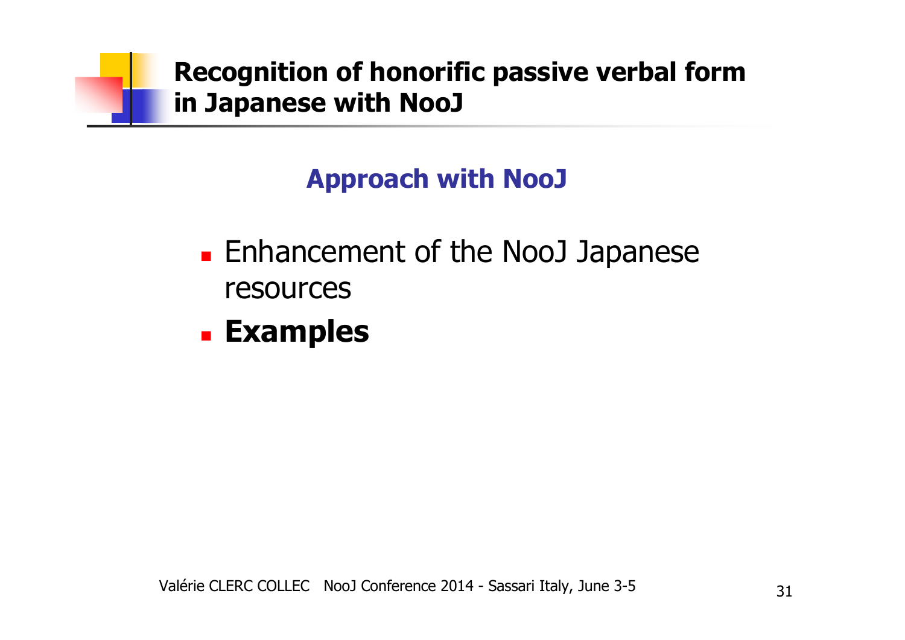# Recognition of honorific passive verbal form in Japanese with NooJ

## Approach with NooJ

- Enhancement of the NooJ Japanese resources
- **Examples**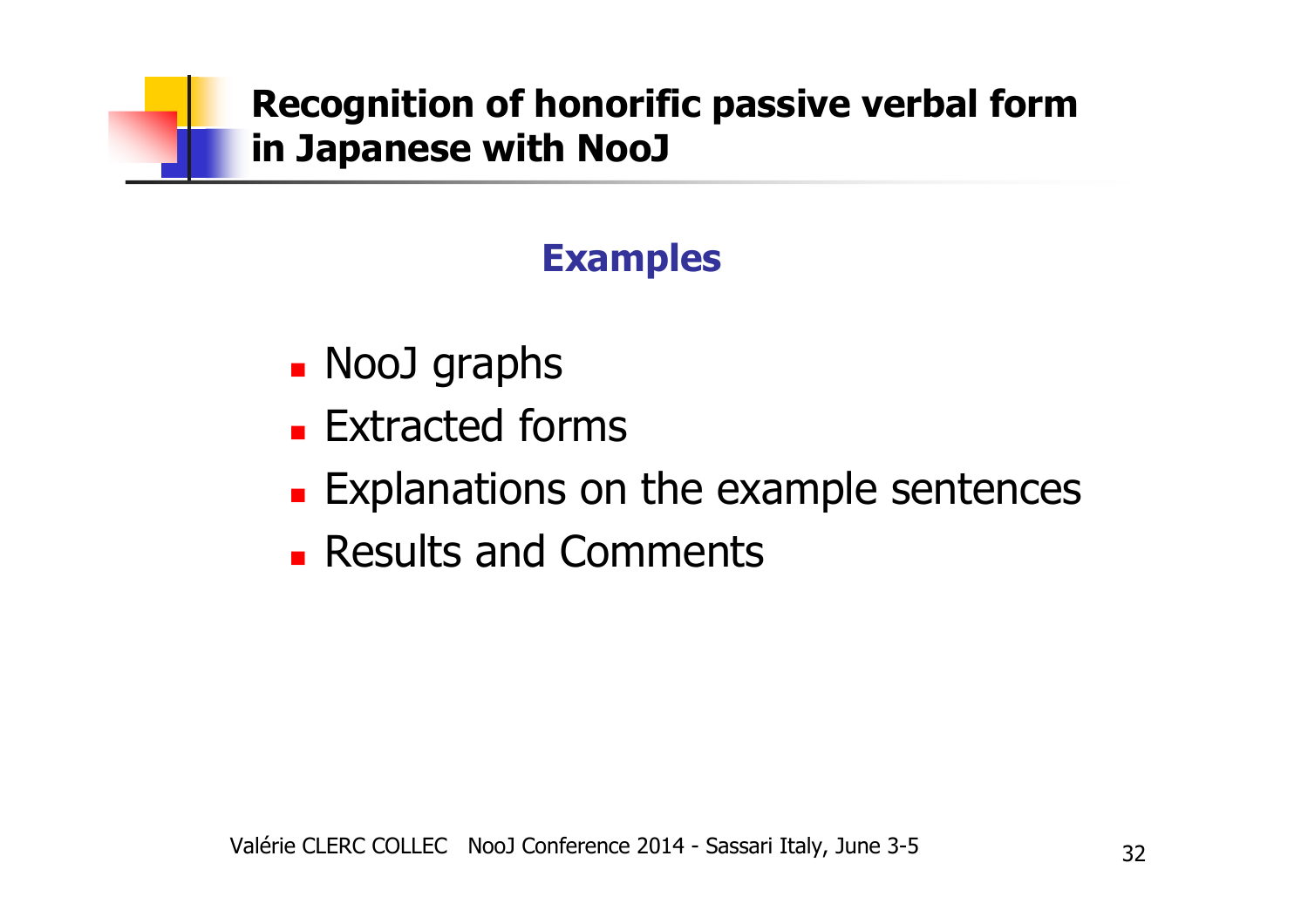# Recognition of honorific passive verbal form in Japanese with NooJ

## Examples

- NooJ graphs
- Extracted forms
- Explanations on the example sentences
- Results and Comments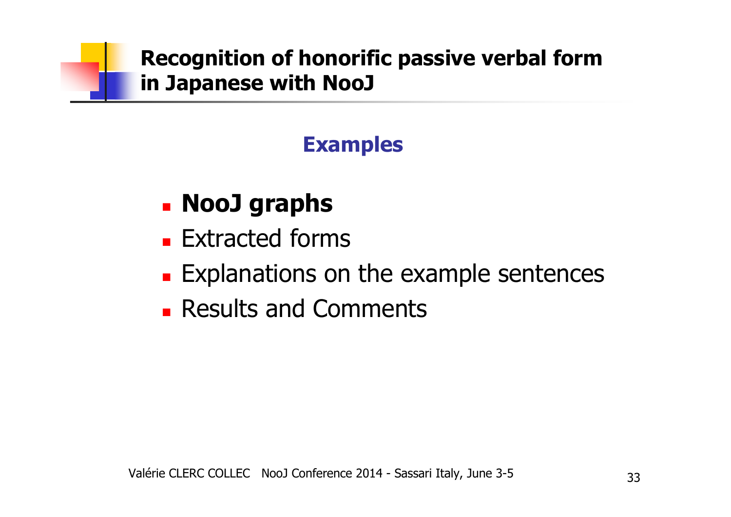# Recognition of honorific passive verbal form in Japanese with NooJ

## Examples

- **NooJ graphs**
- Extracted forms
- Explanations on the example sentences
- Results and Comments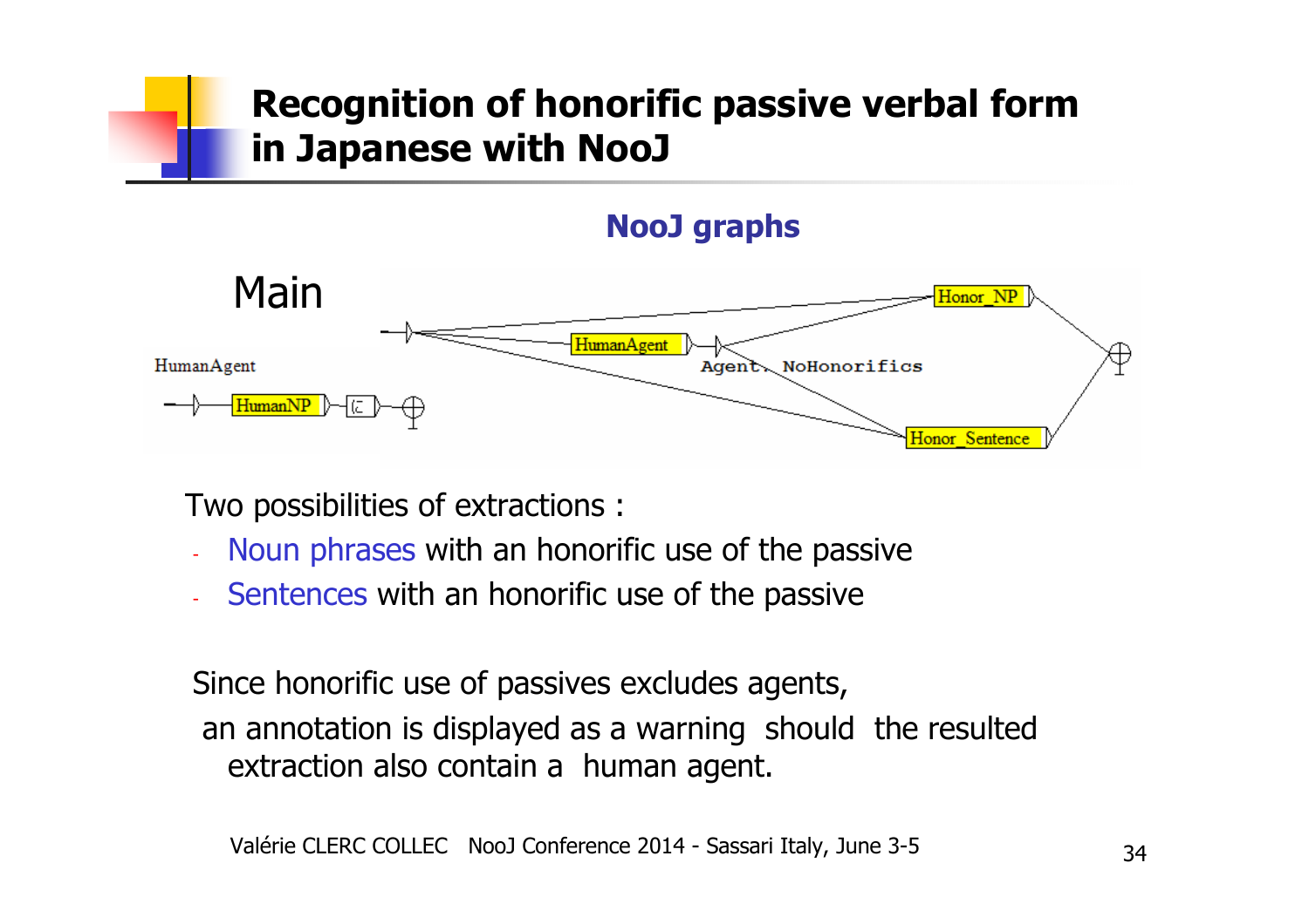# Recognition of honorific passive verbal form in Japanese with NooJ

### NooJ graphs

Main

HumanAgent

HumanNP に

HumanAgent Agent. NoHonorifics

Honor_NP

Honor_Sentence

Two possibilities of extractions :

- Noun phrases with an honorific use of the passive
- Sentences with an honorific use of the passive

Since honorific use of passives excludes agents,
an annotation is displayed as a warning should the resulted extraction also contain a human agent.

Valérie CLERC COLLEC NooJ Conference 2014 - Sassari Italy, June 3-5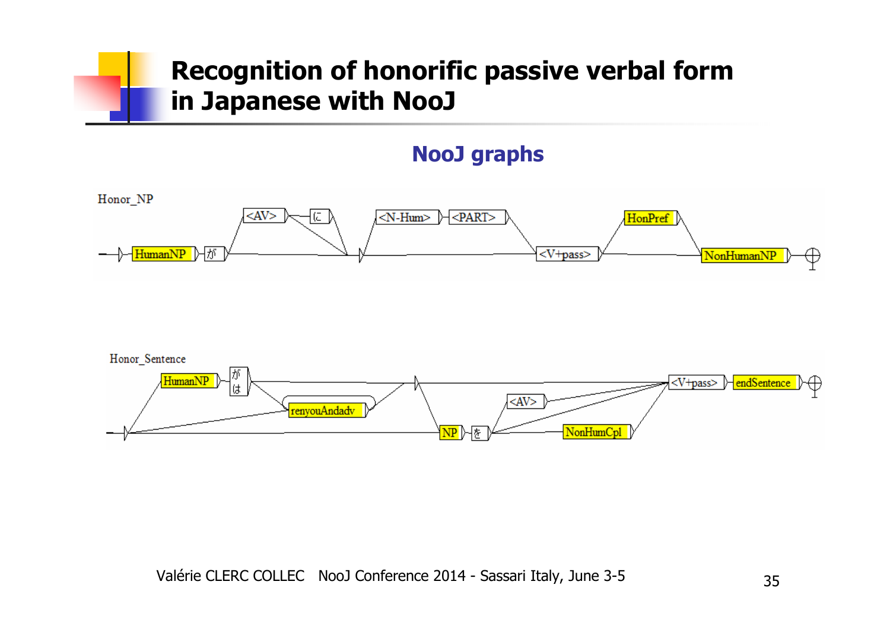# Recognition of honorific passive verbal form in Japanese with NooJ

## NooJ graphs

Honor_NP

HumanNP → が → <AV> → に → <N-Hum> → <PART> → <V+pass> → HonPref → NonHumanNP

Honor_Sentence

HumanNP → が / は → renyouAndadv → NP → を → <AV> → NonHumCpl → <V+pass> → endSentence

Valérie CLERC COLLEC NooJ Conference 2014 - Sassari Italy, June 3-5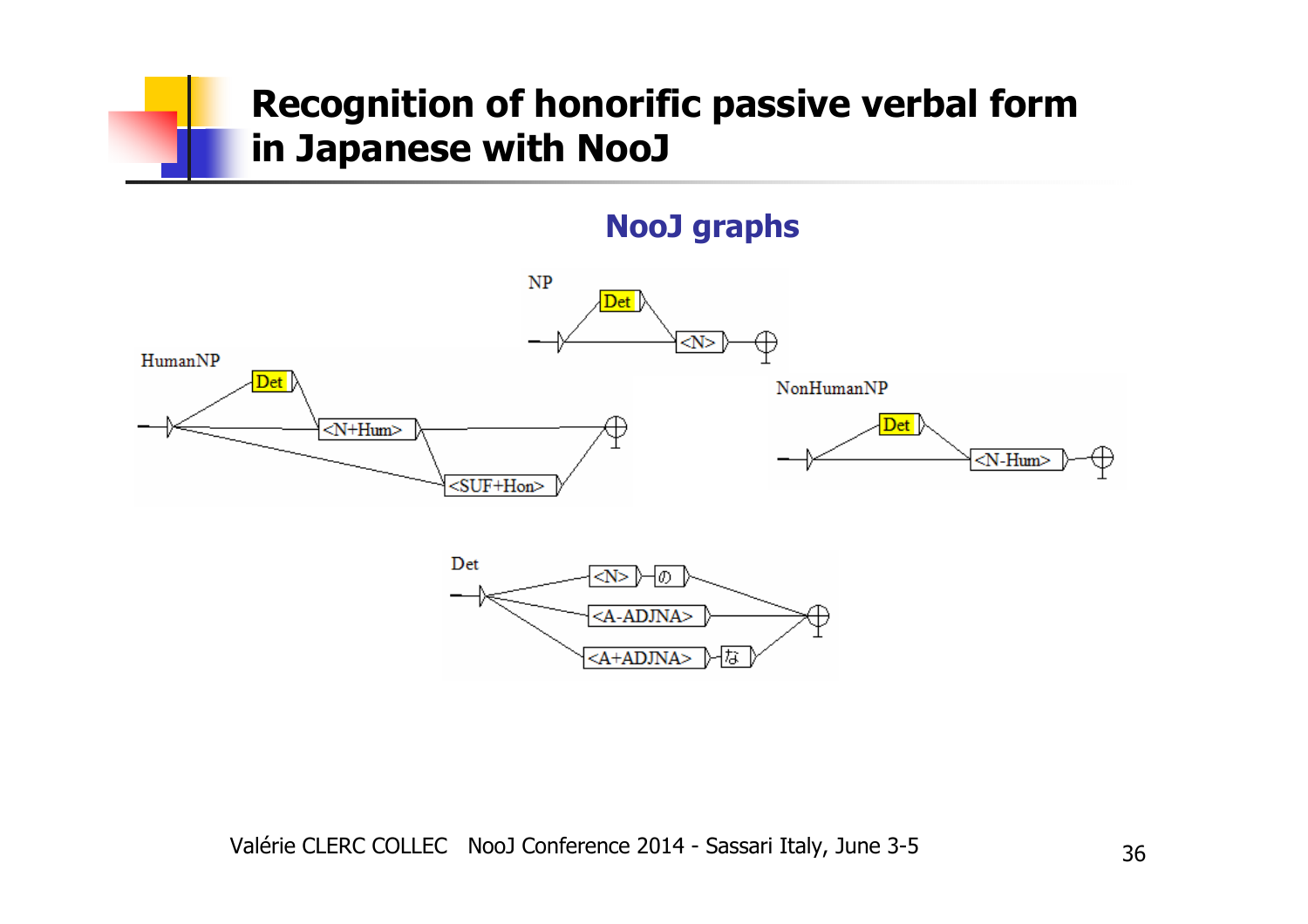# Recognition of honorific passive verbal form in Japanese with NooJ

## NooJ graphs

NP

Det

<N>

HumanNP

Det

<N+Hum>

<SUF+Hon>

NonHumanNP

Det

<N-Hum>

Det

<N> の

<A-ADJNA>

<A+ADJNA> な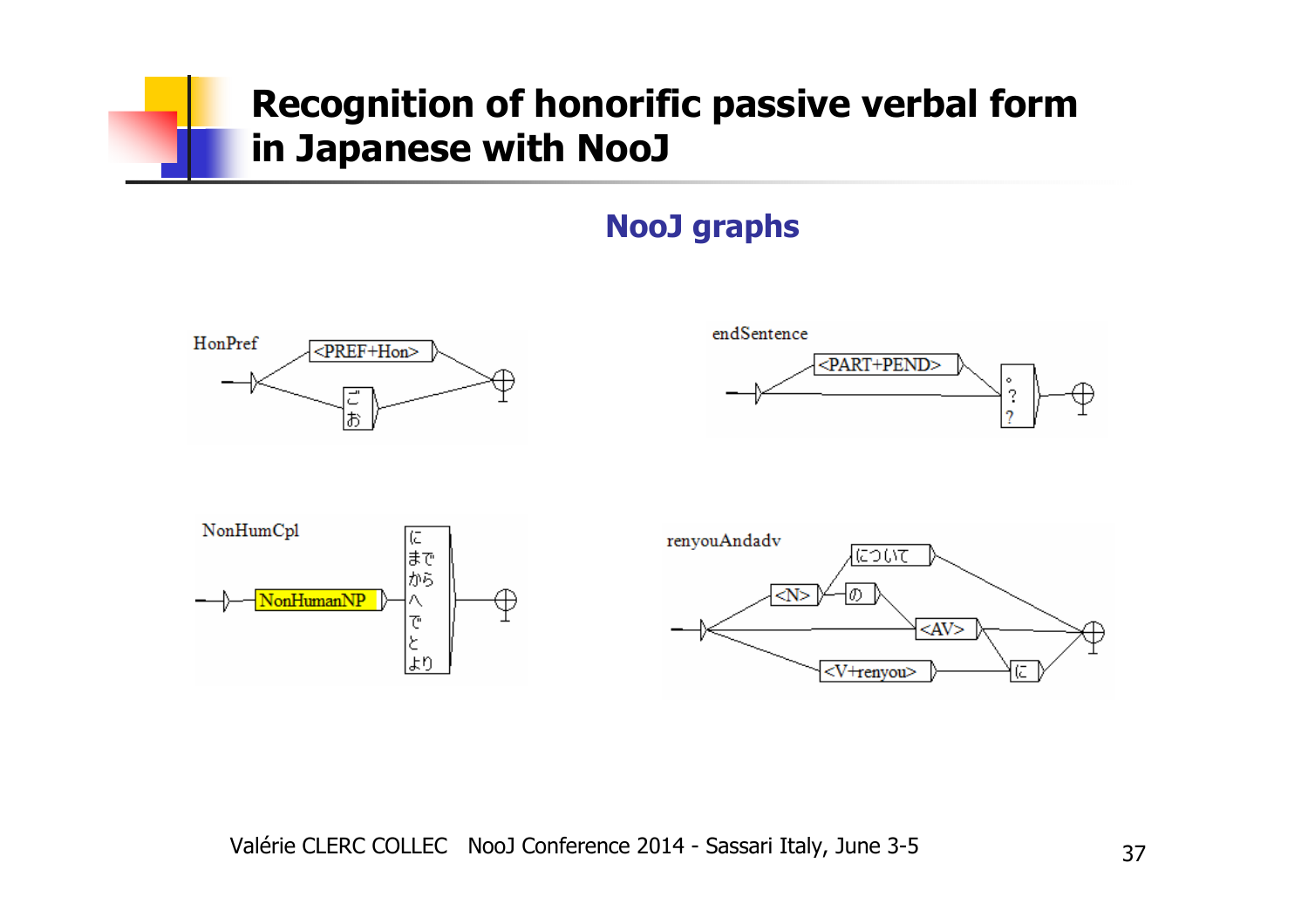# Recognition of honorific passive verbal form in Japanese with NooJ

## NooJ graphs

HonPref

<PREF+Hon>

ご
お

endSentence

<PART+PEND>

。
?
？

NonHumCpl

NonHumanNP

に
まで
から
へ
で
と
より

renyouAndadv

について

<N>

の

<AV>

<V+renyou>

に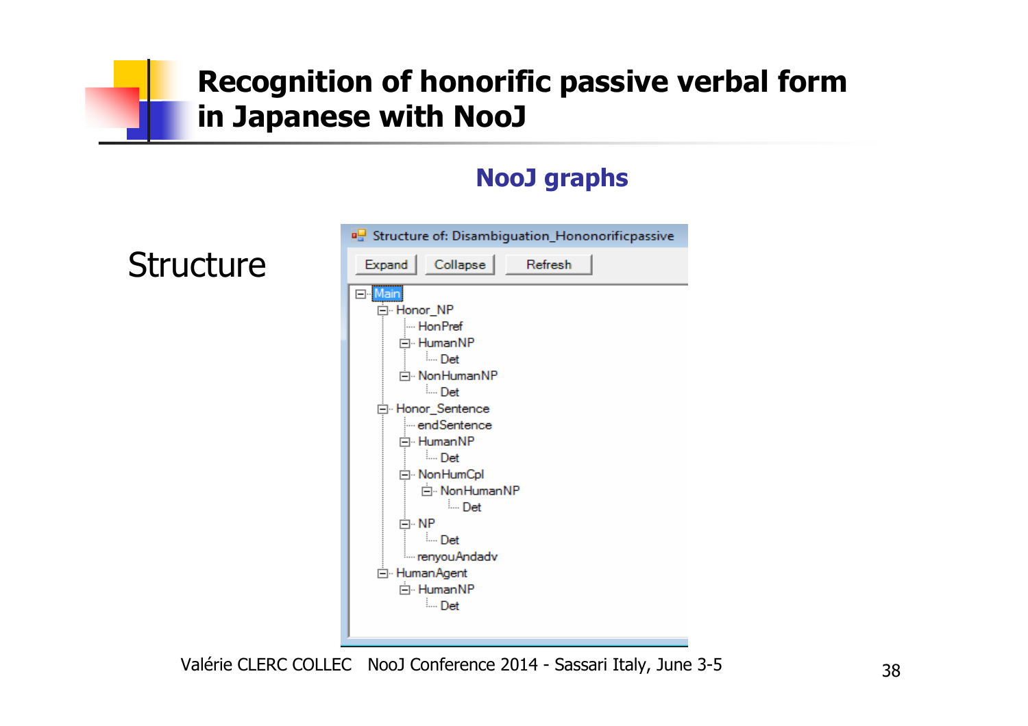# Recognition of honorific passive verbal form in Japanese with NooJ

## NooJ graphs

Structure

Structure of: Disambiguation_Hononorificpassive

Expand | Collapse | Refresh

```
Main
  Honor_NP
    HonPref
    HumanNP
      Det
    NonHumanNP
      Det
  Honor_Sentence
    endSentence
    HumanNP
      Det
    NonHumCpl
      NonHumanNP
        Det
    NP
      Det
    renyouAndadv
  HumanAgent
    HumanNP
      Det
```

Valérie CLERC COLLEC NooJ Conference 2014 - Sassari Italy, June 3-5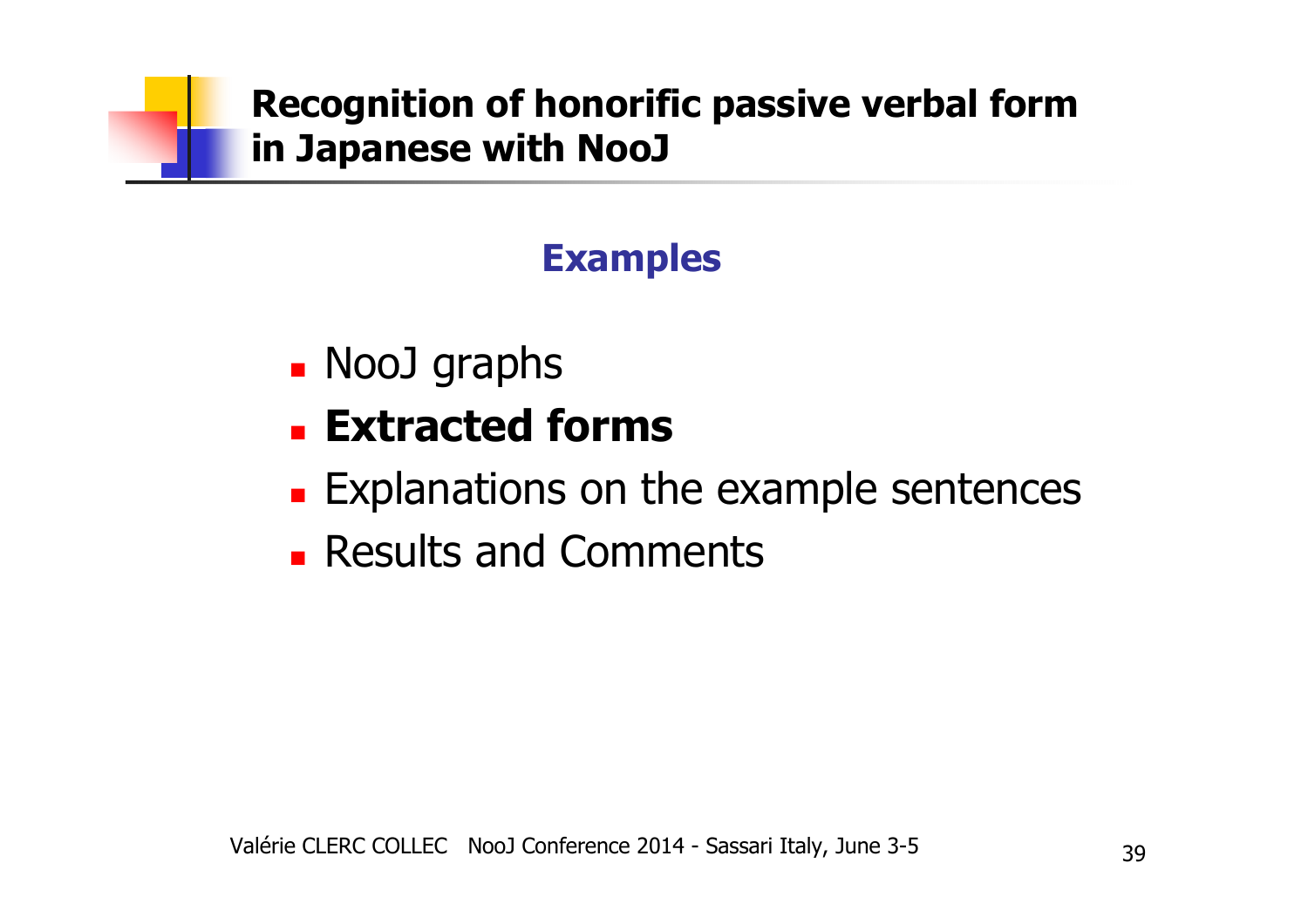# Recognition of honorific passive verbal form in Japanese with NooJ

## Examples

- NooJ graphs
- **Extracted forms**
- Explanations on the example sentences
- Results and Comments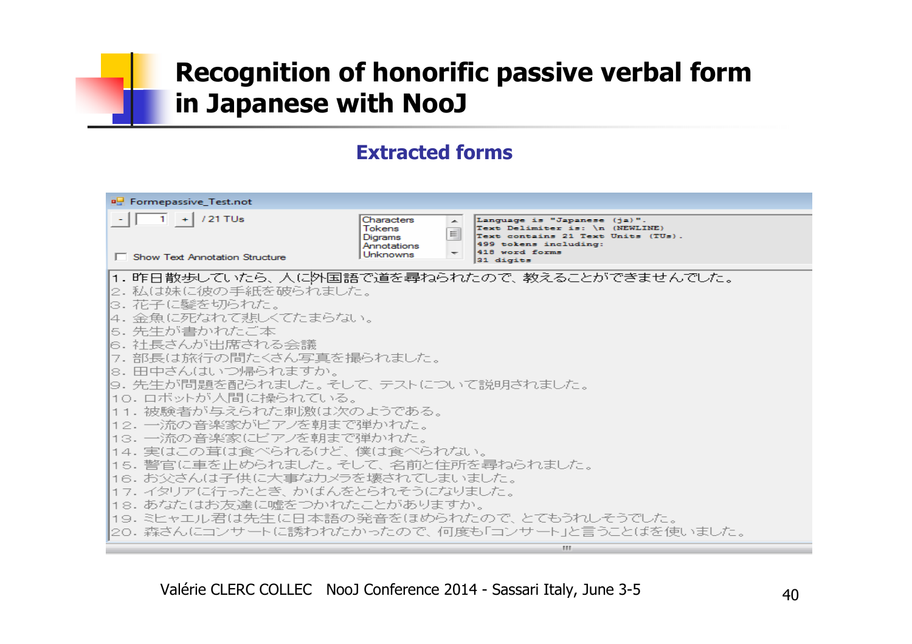# Recognition of honorific passive verbal form in Japanese with NooJ

## Extracted forms

Formepassive_Test.not

- 1 + / 21 TUs

Show Text Annotation Structure

Characters
Tokens
Digrams
Annotations
Unknowns

```
Language is "Japanese (ja)".
Text Delimiter is: \n (NEWLINE)
Text contains 21 Text Units (TUs).
499 tokens including:
418 word forms
31 digits
```

1. 昨日散歩していたら、人に外国語で道を尋ねられたので、教えることができませんでした。
2. 私は妹に彼の手紙を破られました。
3. 花子に髪を切られた。
4. 金魚に死なれて悲しくてたまらない。
5. 先生が書かれたご本
6. 社長さんが出席される会議
7. 部長は旅行の間たくさん写真を撮られました。
8. 田中さんはいつ帰られますか。
9. 先生が問題を配られました。そして、テストについて説明されました。
10. ロボットが人間に操られている。
11. 被験者が与えられた刺激は次のようである。
12. 一流の音楽家がピアノを朝まで弾かれた。
13. 一流の音楽家にピアノを朝まで弾かれた。
14. 実はこの茸は食べられるけど、僕は食べられない。
15. 警官に車を止められました。そして、名前と住所を尋ねられました。
16. お父さんは子供に大事なカメラを壊されてしまいました。
17. イタリアに行ったとき、かばんをとられそうになりました。
18. あなたはお友達に嘘をつかれたことがありますか。
19. ミヒャエル君は先生に日本語の発音をほめられたので、とてもうれしそうでした。
20. 森さんにコンサートに誘われたかったので、何度も「コンサート」と言うことばを使いました。

Valérie CLERC COLLEC NooJ Conference 2014 - Sassari Italy, June 3-5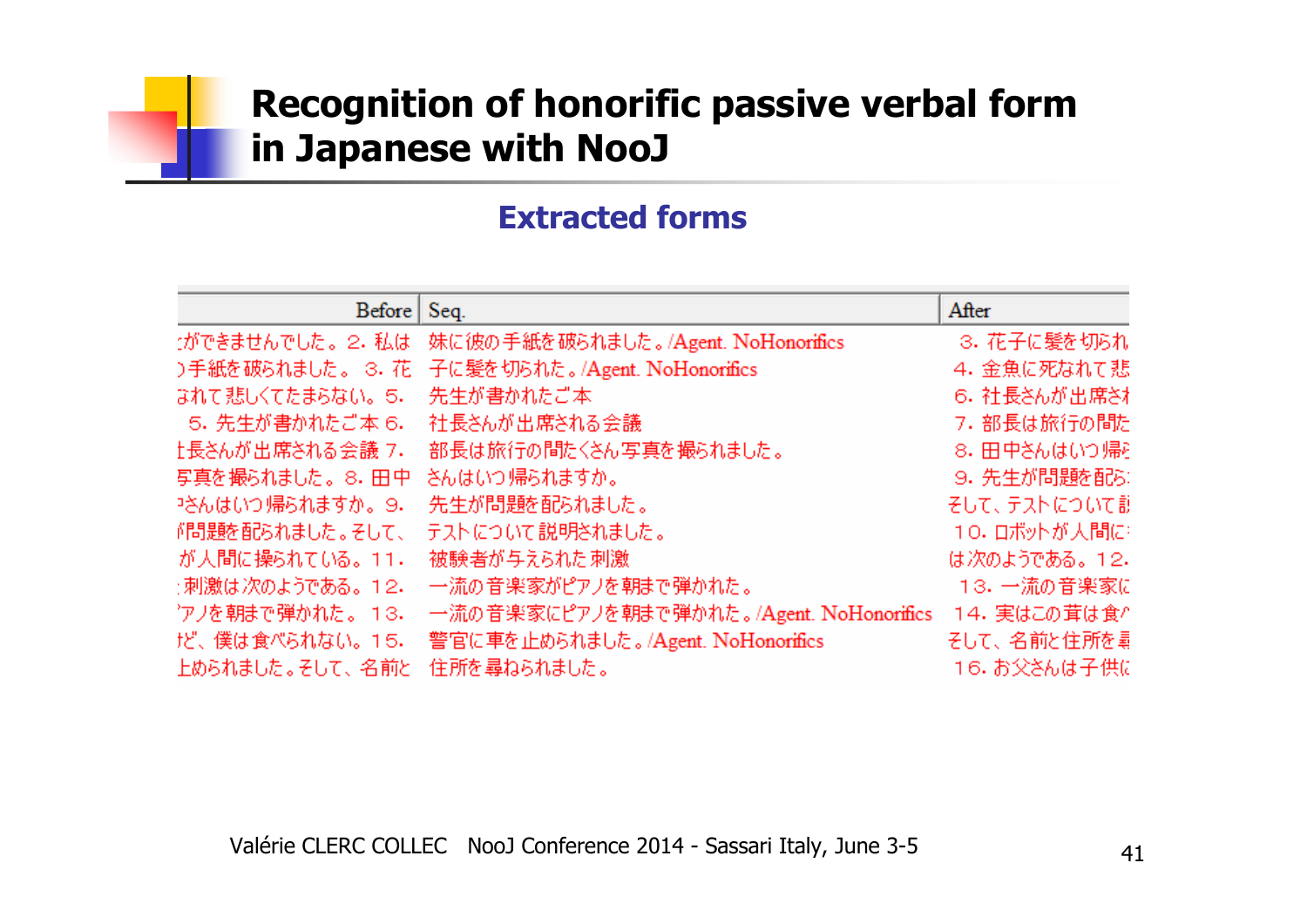# Recognition of honorific passive verbal form in Japanese with NooJ

## Extracted forms

| Before | Seq. | After |
|---|---|---|
| :ができませんでした。2. 私は | 妹に彼の手紙を破られました。/Agent. NoHonorifics | 3. 花子に髪を切られ |
| )手紙を破られました。 3. 花 | 子に髪を切られた。/Agent. NoHonorifics | 4. 金魚に死なれて悲 |
| されて悲しくてたまらない。5. | 先生が書かれたご本 | 6. 社長さんが出席され |
| 5. 先生が書かれたご本 6. | 社長さんが出席される会議 | 7. 部長は旅行の間た |
| t長さんが出席される会議 7. | 部長は旅行の間たくさん写真を撮られました。 | 8. 田中さんはいつ帰ら |
| 写真を撮られました。8. 田中 | さんはいつ帰られますか。 | 9. 先生が問題を配ら |
| 'さんはいつ帰られますか。9. | 先生が問題を配られました。 | そして、テストについて説 |
| '問題を配られました。そして、 | テストについて説明されました。 | 10. ロボットが人間に |
| が人間に操られている。11. | 被験者が与えられた刺激 | は次のようである。12. |
| 刺激は次のようである。12. | 一流の音楽家がピアノを朝まで弾かれた。 | 13. 一流の音楽家に |
| 'アノを朝まで弾かれた。 13. | 一流の音楽家にピアノを朝まで弾かれた。/Agent. NoHonorifics | 14. 実はこの茸は食べ |
| けど、僕は食べられない。15. | 警官に車を止められました。/Agent. NoHonorifics | そして、名前と住所を尋 |
| 上められました。そして、名前と | 住所を尋ねられました。 | 16. お父さんは子供に |

Valérie CLERC COLLEC NooJ Conference 2014 - Sassari Italy, June 3-5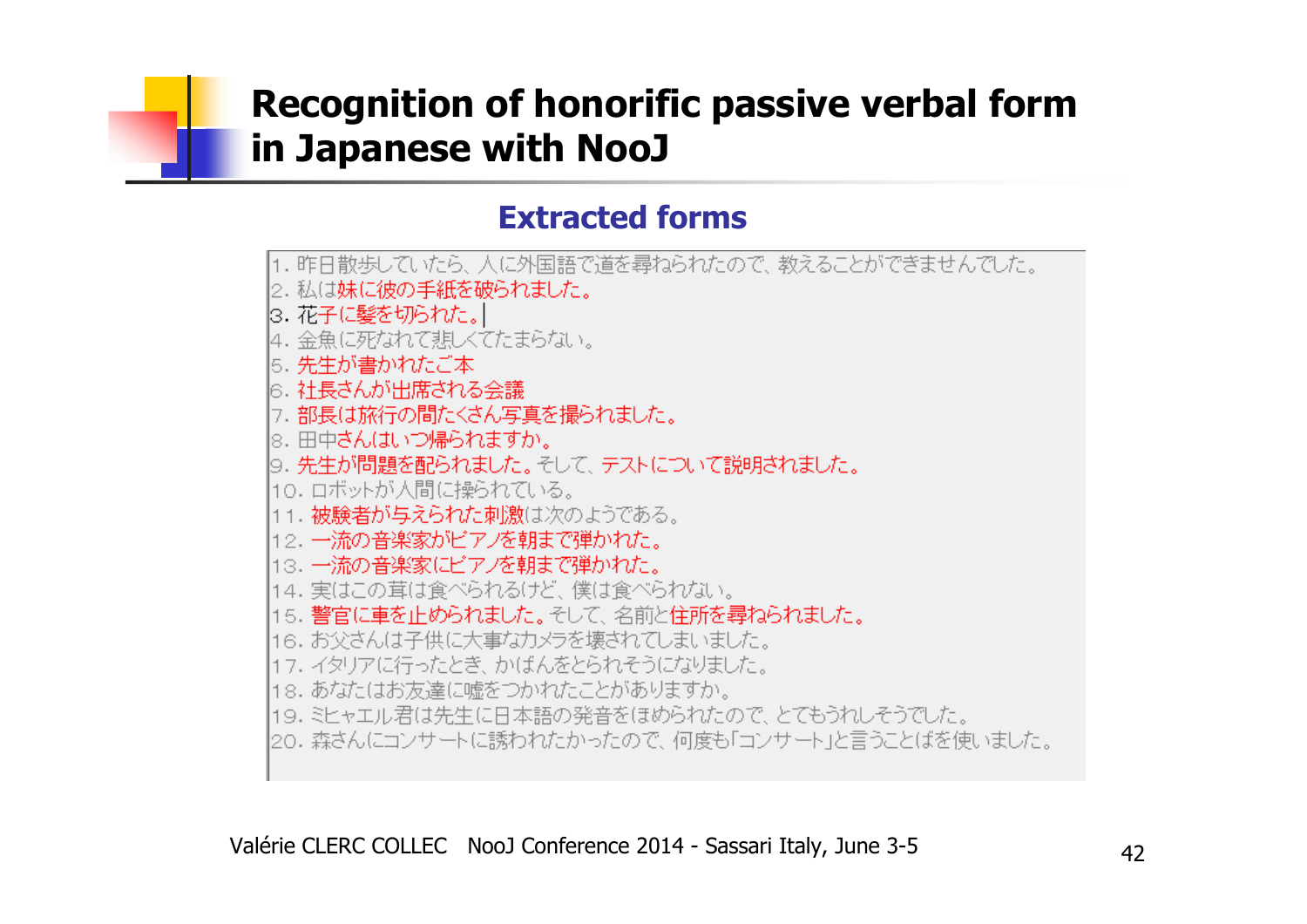# Recognition of honorific passive verbal form in Japanese with NooJ

## Extracted forms

1. 昨日散歩していたら、人に外国語で道を尋ねられたので、教えることができませんでした。
2. 私は妹に彼の手紙を破られました。
3. 花子に髪を切られた。
4. 金魚に死なれて悲しくてたまらない。
5. 先生が書かれたご本
6. 社長さんが出席される会議
7. 部長は旅行の間たくさん写真を撮られました。
8. 田中さんはいつ帰られますか。
9. 先生が問題を配られました。そして、テストについて説明されました。
10. ロボットが人間に操られている。
11. 被験者が与えられた刺激は次のようである。
12. 一流の音楽家がピアノを朝まで弾かれた。
13. 一流の音楽家にピアノを朝まで弾かれた。
14. 実はこの茸は食べられるけど、僕は食べられない。
15. 警官に車を止められました。そして、名前と住所を尋ねられました。
16. お父さんは子供に大事なカメラを壊されてしまいました。
17. イタリアに行ったとき、かばんをとられそうになりました。
18. あなたはお友達に嘘をつかれたことがありますか。
19. ミヒャエル君は先生に日本語の発音をほめられたので、とてもうれしそうでした。
20. 森さんにコンサートに誘われたかったので、何度も「コンサート」と言うことばを使いました。

Valérie CLERC COLLEC NooJ Conference 2014 - Sassari Italy, June 3-5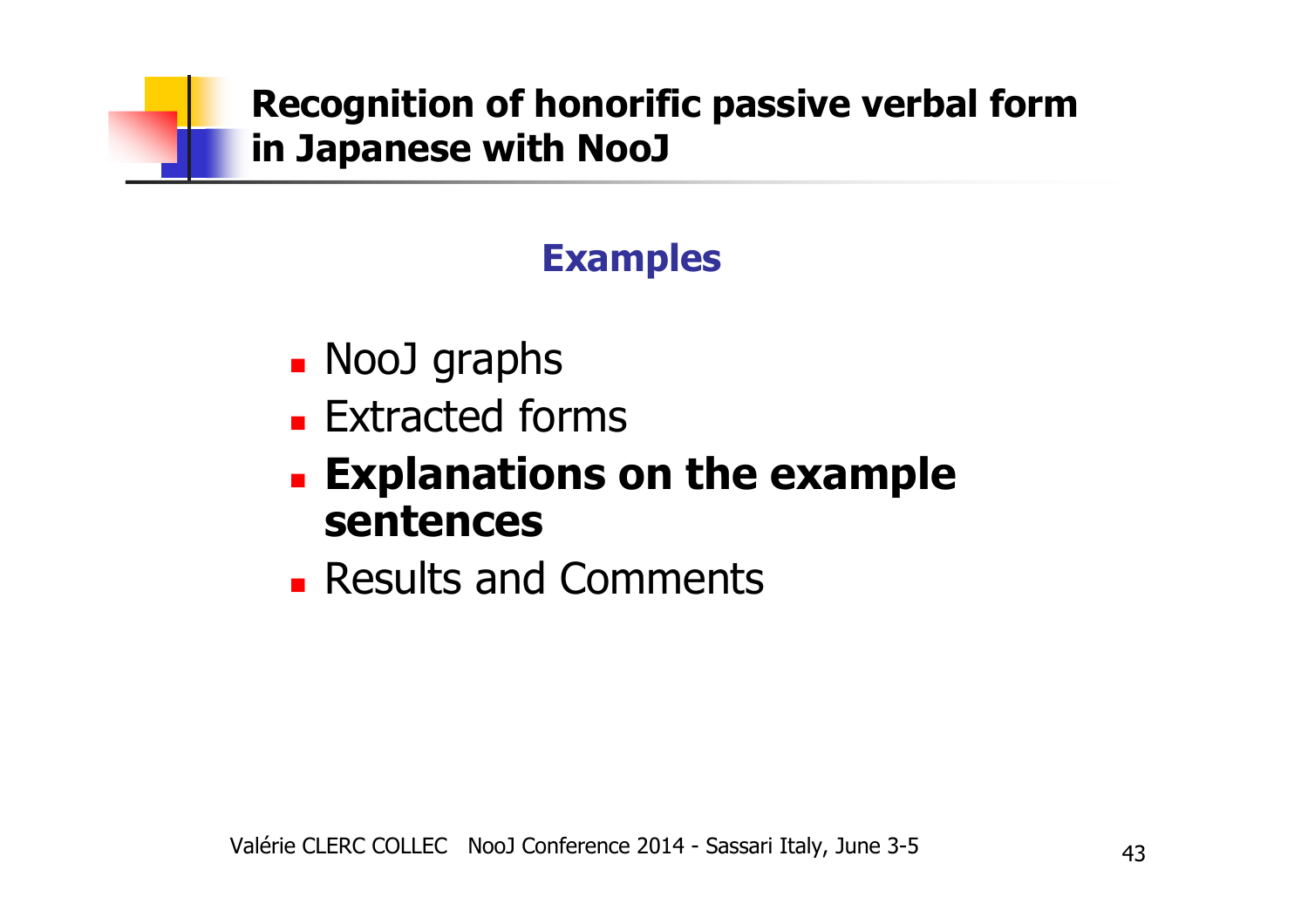# Recognition of honorific passive verbal form in Japanese with NooJ

## Examples

- NooJ graphs
- Extracted forms
- **Explanations on the example sentences**
- Results and Comments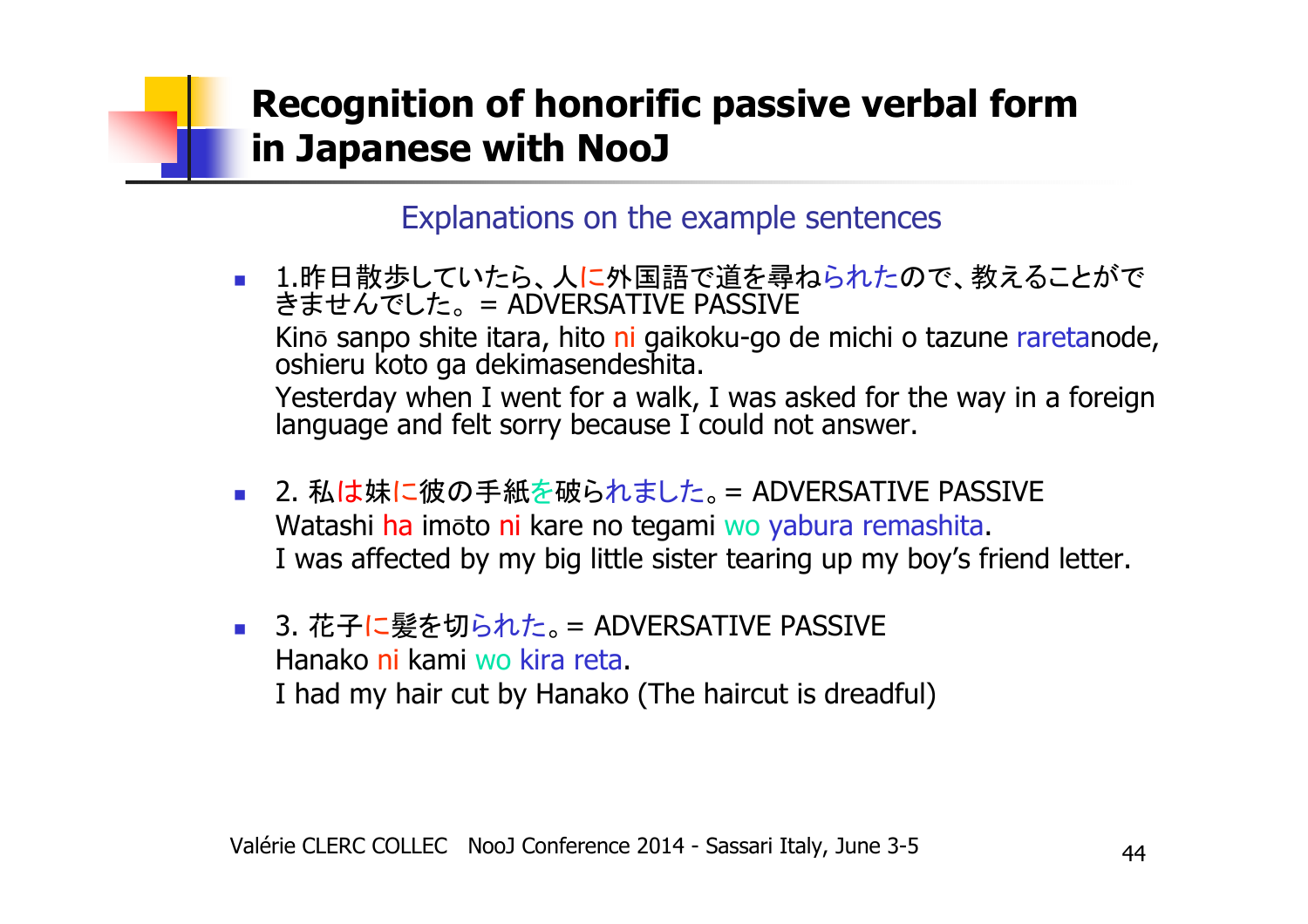# Recognition of honorific passive verbal form in Japanese with NooJ

## Explanations on the example sentences

- 1.昨日散歩していたら、人に外国語で道を尋ねられたので、教えることができませんでした。= ADVERSATIVE PASSIVE
  Kinō sanpo shite itara, hito ni gaikoku-go de michi o tazune raretanode, oshieru koto ga dekimasendeshita.
  Yesterday when I went for a walk, I was asked for the way in a foreign language and felt sorry because I could not answer.

- 2. 私は妹に彼の手紙を破られました。= ADVERSATIVE PASSIVE
  Watashi ha imōto ni kare no tegami wo yabura remashita.
  I was affected by my big little sister tearing up my boy's friend letter.

- 3. 花子に髪を切られた。= ADVERSATIVE PASSIVE
  Hanako ni kami wo kira reta.
  I had my hair cut by Hanako (The haircut is dreadful)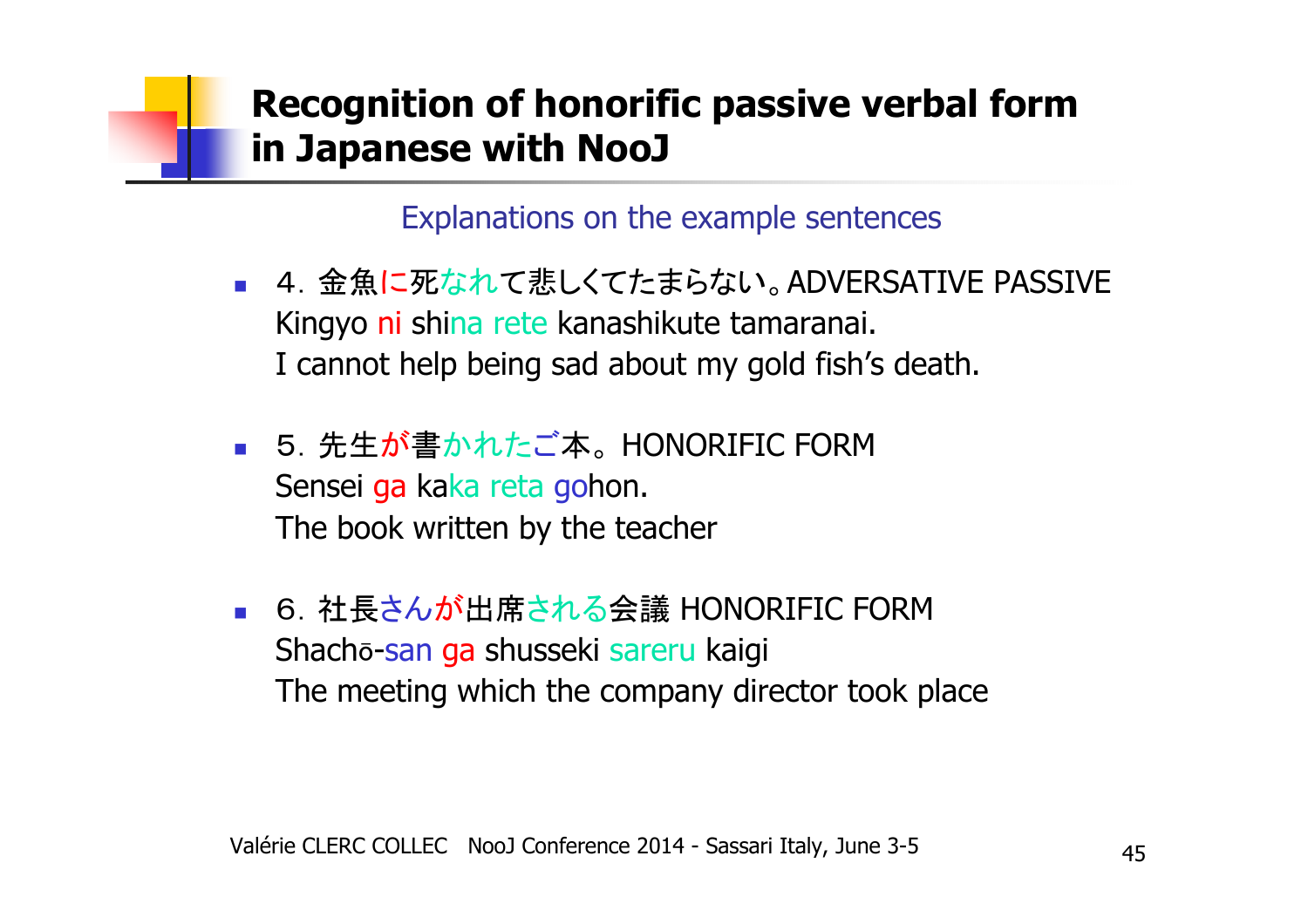# Recognition of honorific passive verbal form in Japanese with NooJ

Explanations on the example sentences

- ４. 金魚に死なれて悲しくてたまらない。ADVERSATIVE PASSIVE
  Kingyo ni shina rete kanashikute tamaranai.
  I cannot help being sad about my gold fish's death.

- ５. 先生が書かれたご本。HONORIFIC FORM
  Sensei ga kaka reta gohon.
  The book written by the teacher

- ６. 社長さんが出席される会議 HONORIFIC FORM
  Shachō-san ga shusseki sareru kaigi
  The meeting which the company director took place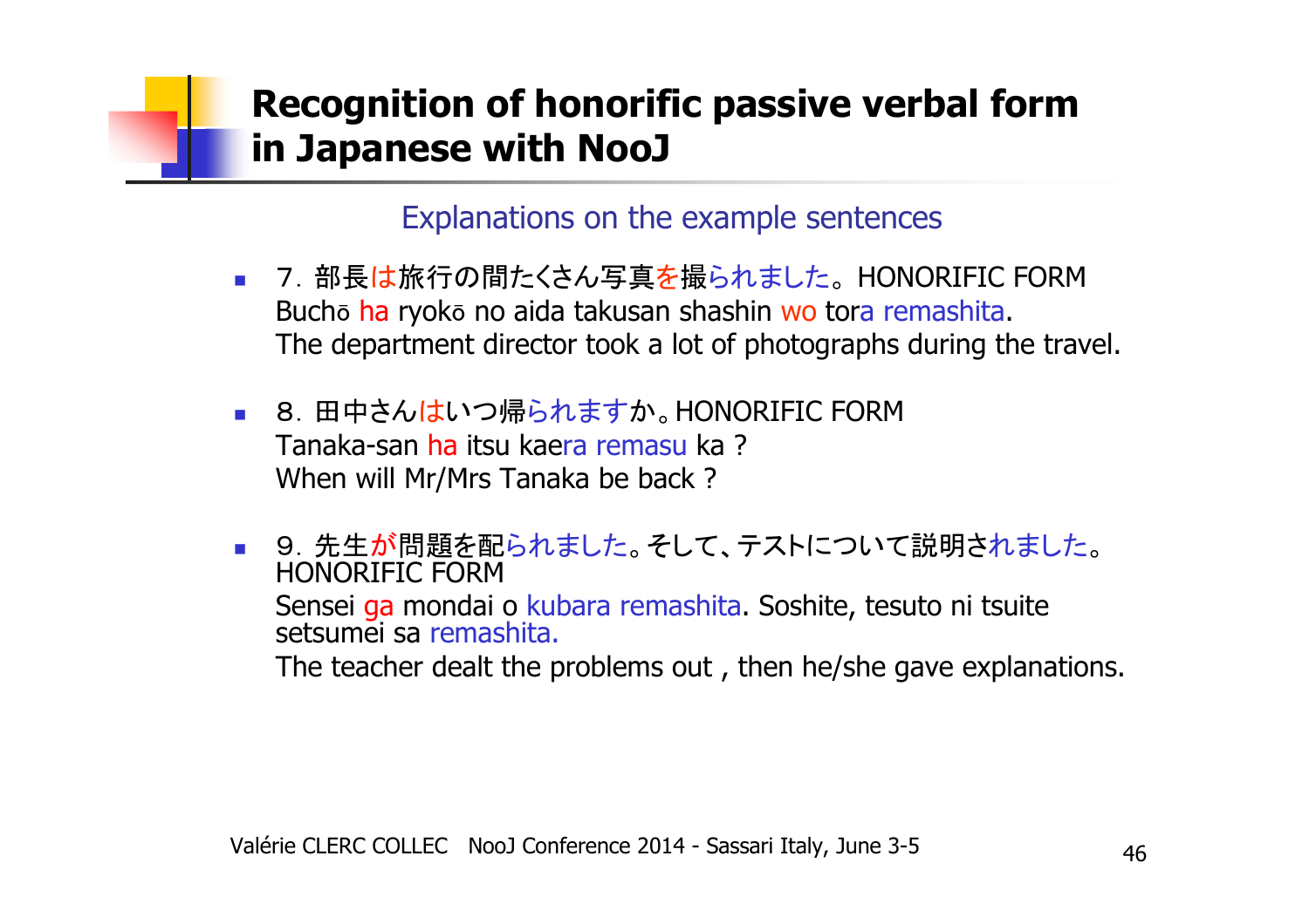# Recognition of honorific passive verbal form in Japanese with NooJ

## Explanations on the example sentences

- 7．部長は旅行の間たくさん写真を撮られました。HONORIFIC FORM
  Buchō ha ryokō no aida takusan shashin wo tora remashita.
  The department director took a lot of photographs during the travel.

- 8．田中さんはいつ帰られますか。HONORIFIC FORM
  Tanaka-san ha itsu kaera remasu ka ?
  When will Mr/Mrs Tanaka be back ?

- 9．先生が問題を配られました。そして、テストについて説明されました。
  HONORIFIC FORM
  Sensei ga mondai o kubara remashita. Soshite, tesuto ni tsuite setsumei sa remashita.
  The teacher dealt the problems out , then he/she gave explanations.

Valérie CLERC COLLEC NooJ Conference 2014 - Sassari Italy, June 3-5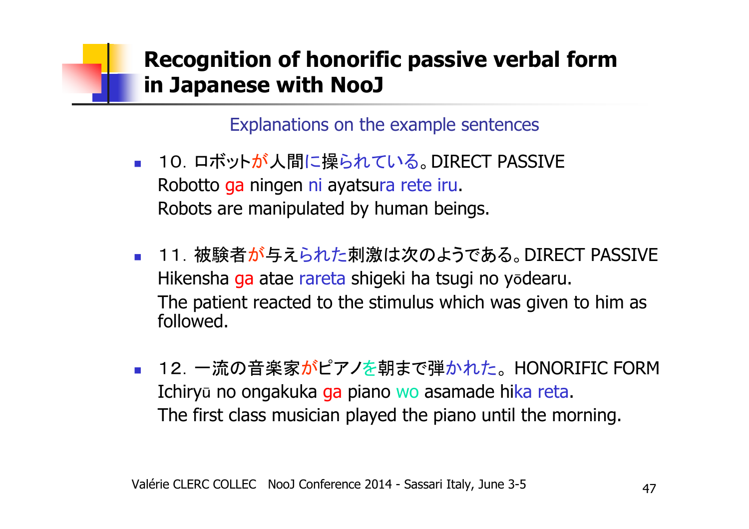# Recognition of honorific passive verbal form in Japanese with NooJ

## Explanations on the example sentences

- １０. ロボットが人間に操られている。DIRECT PASSIVE
  Robotto ga ningen ni ayatsura rete iru.
  Robots are manipulated by human beings.

- １１. 被験者が与えられた刺激は次のようである。DIRECT PASSIVE
  Hikensha ga atae rareta shigeki ha tsugi no yōdearu.
  The patient reacted to the stimulus which was given to him as followed.

- １２. 一流の音楽家がピアノを朝まで弾かれた。HONORIFIC FORM
  Ichiryū no ongakuka ga piano wo asamade hika reta.
  The first class musician played the piano until the morning.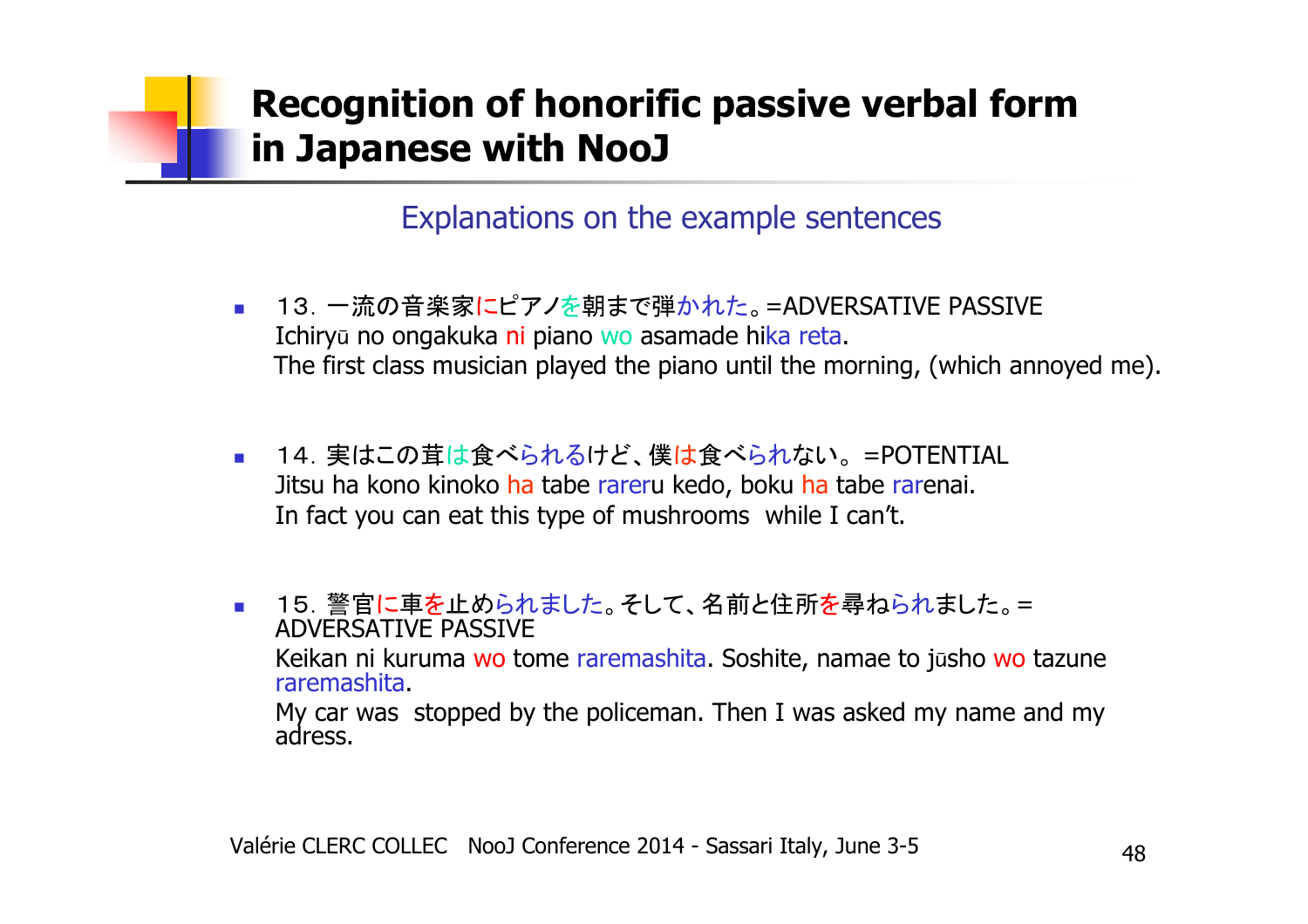# Recognition of honorific passive verbal form in Japanese with NooJ

## Explanations on the example sentences

- 13. 一流の音楽家にピアノを朝まで弾かれた。=ADVERSATIVE PASSIVE
  Ichiryū no ongakuka ni piano wo asamade hika reta.
  The first class musician played the piano until the morning, (which annoyed me).

- 14. 実はこの茸は食べられるけど、僕は食べられない。=POTENTIAL
  Jitsu ha kono kinoko ha tabe rareru kedo, boku ha tabe rarenai.
  In fact you can eat this type of mushrooms while I can't.

- 15. 警官に車を止められました。そして、名前と住所を尋ねられました。= ADVERSATIVE PASSIVE
  Keikan ni kuruma wo tome raremashita. Soshite, namae to jūsho wo tazune raremashita.
  My car was stopped by the policeman. Then I was asked my name and my adress.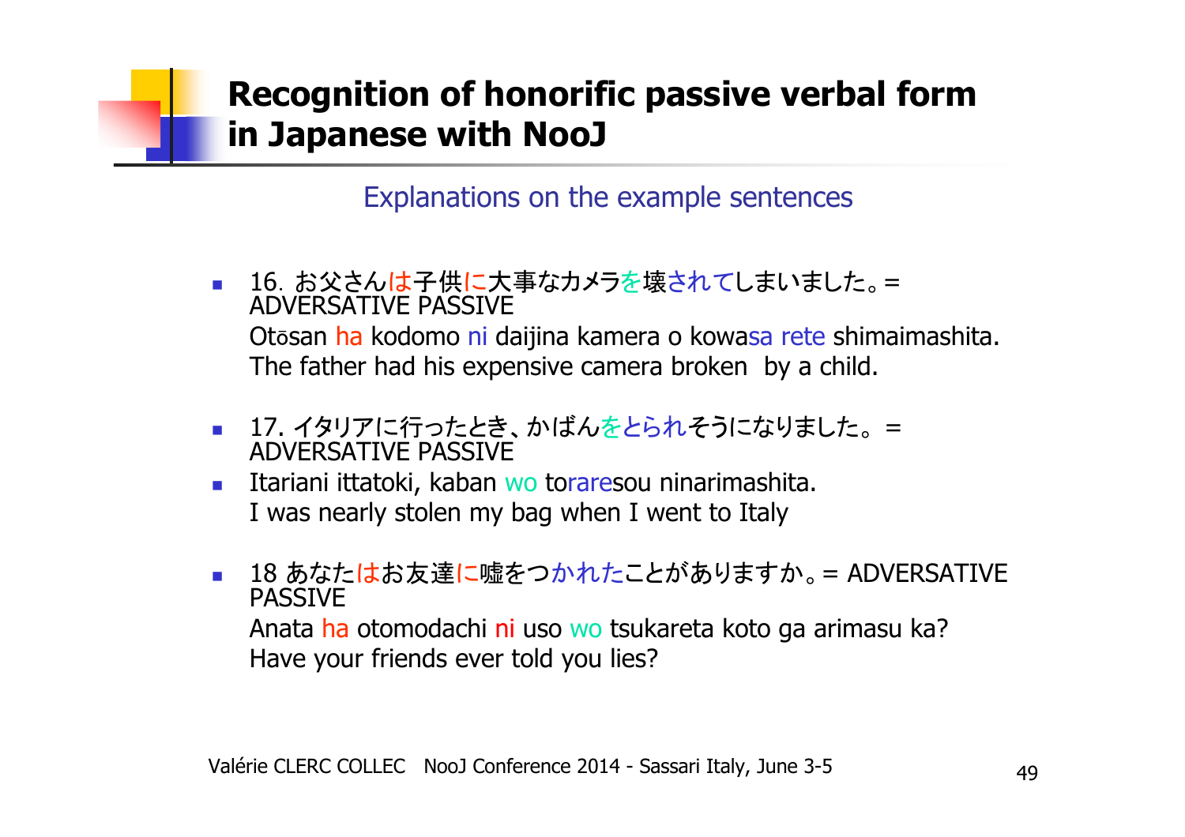# Recognition of honorific passive verbal form in Japanese with NooJ

## Explanations on the example sentences

- 16. お父さんは子供に大事なカメラを壊されてしまいました。= ADVERSATIVE PASSIVE
  Otōsan ha kodomo ni daijina kamera o kowasa rete shimaimashita.
  The father had his expensive camera broken by a child.

- 17. イタリアに行ったとき、かばんをとられそうになりました。= ADVERSATIVE PASSIVE
- Itariani ittatoki, kaban wo toraresou ninarimashita.
  I was nearly stolen my bag when I went to Italy

- 18 あなたはお友達に嘘をつかれたことがありますか。= ADVERSATIVE PASSIVE
  Anata ha otomodachi ni uso wo tsukareta koto ga arimasu ka?
  Have your friends ever told you lies?

Valérie CLERC COLLEC NooJ Conference 2014 - Sassari Italy, June 3-5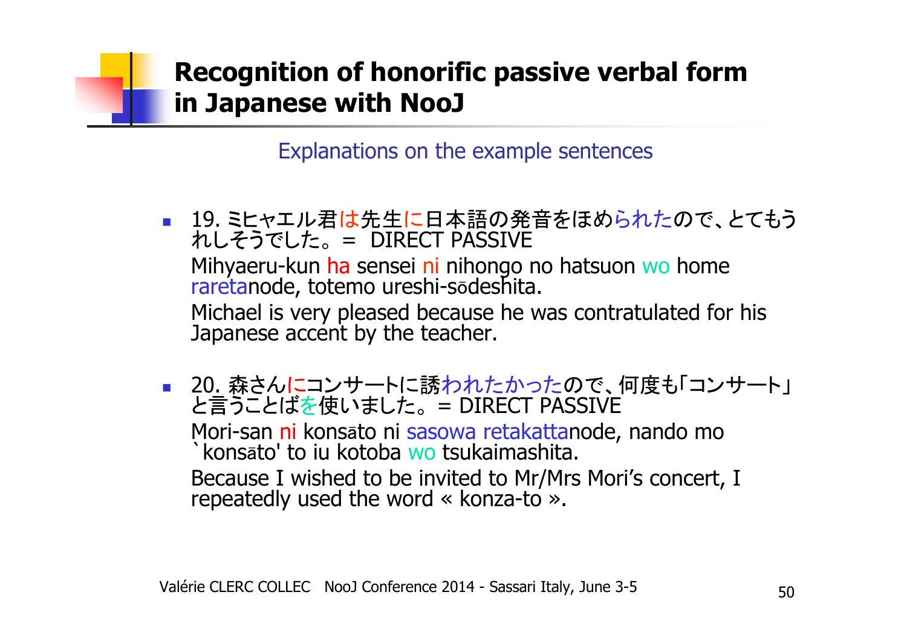# Recognition of honorific passive verbal form in Japanese with NooJ

## Explanations on the example sentences

- 19. ミヒャエル君は先生に日本語の発音をほめられたので、とてもうれしそうでした。= DIRECT PASSIVE

  Mihyaeru-kun ha sensei ni nihongo no hatsuon wo home raretanode, totemo ureshi-sōdeshita.

  Michael is very pleased because he was contratulated for his Japanese accent by the teacher.

- 20. 森さんにコンサートに誘われたかったので、何度も「コンサート」と言うことばを使いました。= DIRECT PASSIVE

  Mori-san ni konsāto ni sasowa retakattanode, nando mo `konsāto' to iu kotoba wo tsukaimashita.

  Because I wished to be invited to Mr/Mrs Mori's concert, I repeatedly used the word « konza-to ».

Valérie CLERC COLLEC NooJ Conference 2014 - Sassari Italy, June 3-5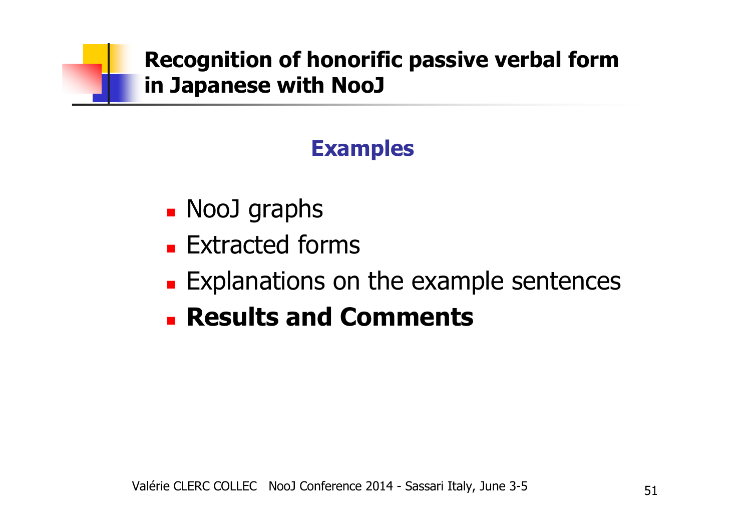# Recognition of honorific passive verbal form in Japanese with NooJ

## Examples

- NooJ graphs
- Extracted forms
- Explanations on the example sentences
- **Results and Comments**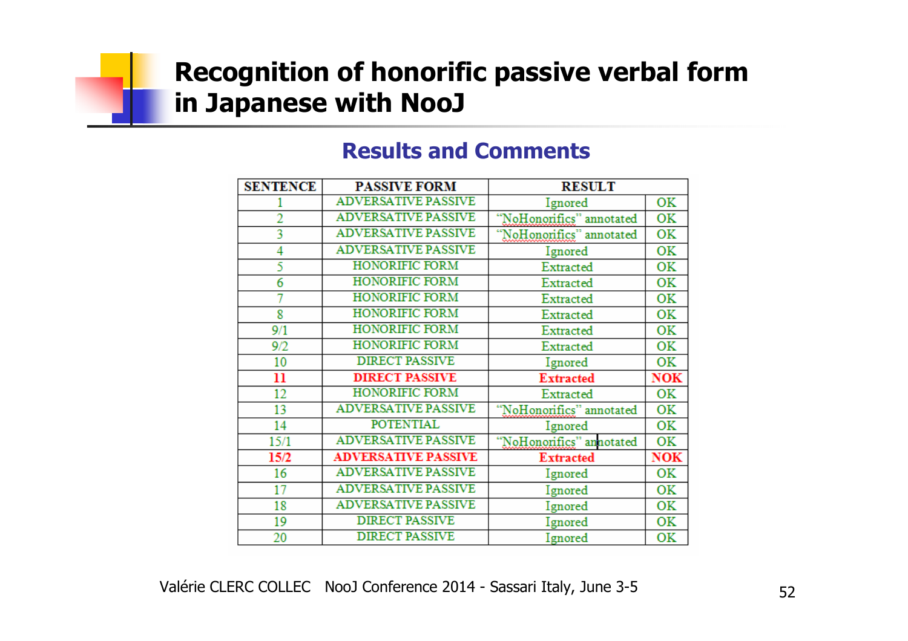# Recognition of honorific passive verbal form in Japanese with NooJ

## Results and Comments

| SENTENCE | PASSIVE FORM | RESULT | |
|---|---|---|---|
| 1 | ADVERSATIVE PASSIVE | Ignored | OK |
| 2 | ADVERSATIVE PASSIVE | "NoHonorifics" annotated | OK |
| 3 | ADVERSATIVE PASSIVE | "NoHonorifics" annotated | OK |
| 4 | ADVERSATIVE PASSIVE | Ignored | OK |
| 5 | HONORIFIC FORM | Extracted | OK |
| 6 | HONORIFIC FORM | Extracted | OK |
| 7 | HONORIFIC FORM | Extracted | OK |
| 8 | HONORIFIC FORM | Extracted | OK |
| 9/1 | HONORIFIC FORM | Extracted | OK |
| 9/2 | HONORIFIC FORM | Extracted | OK |
| 10 | DIRECT PASSIVE | Ignored | OK |
| **11** | **DIRECT PASSIVE** | **Extracted** | **NOK** |
| 12 | HONORIFIC FORM | Extracted | OK |
| 13 | ADVERSATIVE PASSIVE | "NoHonorifics" annotated | OK |
| 14 | POTENTIAL | Ignored | OK |
| 15/1 | ADVERSATIVE PASSIVE | "NoHonorifics" annotated | OK |
| **15/2** | **ADVERSATIVE PASSIVE** | **Extracted** | **NOK** |
| 16 | ADVERSATIVE PASSIVE | Ignored | OK |
| 17 | ADVERSATIVE PASSIVE | Ignored | OK |
| 18 | ADVERSATIVE PASSIVE | Ignored | OK |
| 19 | DIRECT PASSIVE | Ignored | OK |
| 20 | DIRECT PASSIVE | Ignored | OK |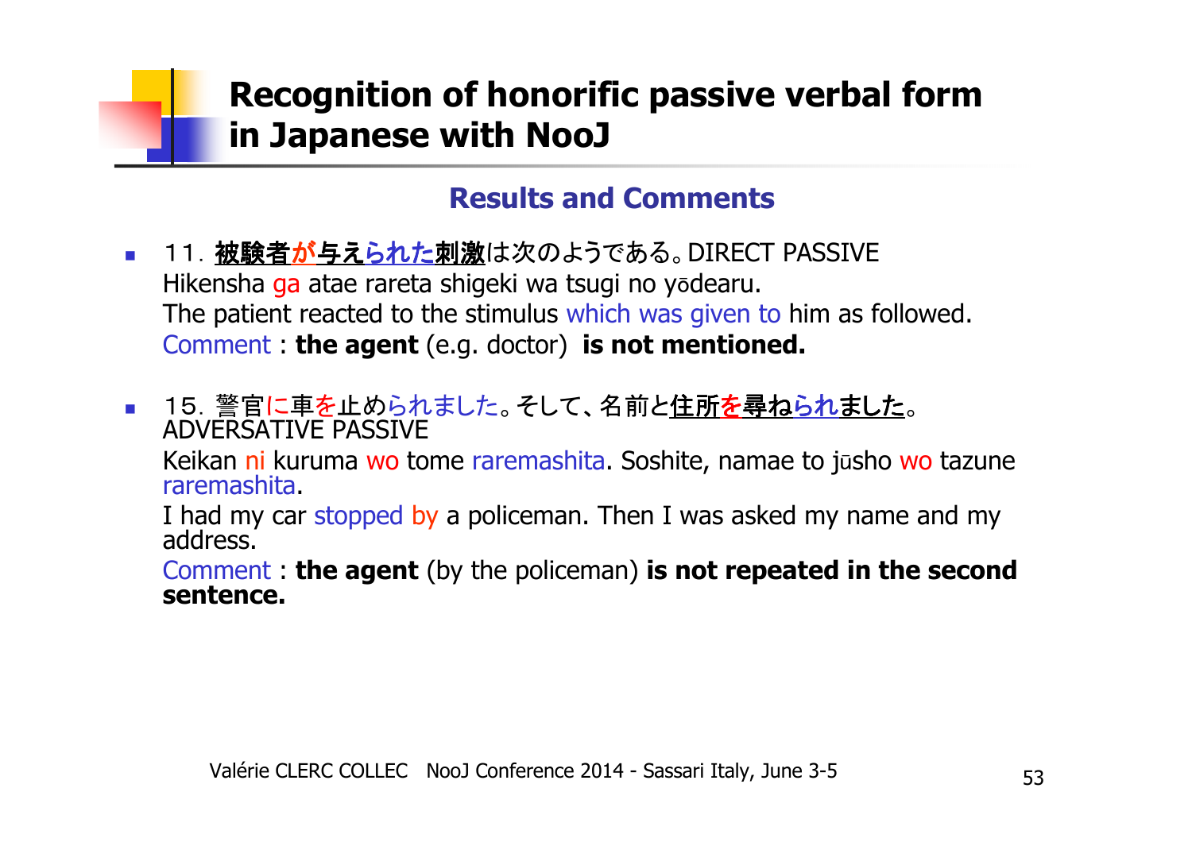# Recognition of honorific passive verbal form in Japanese with NooJ

## Results and Comments

- １１. 被験者が与えられた刺激は次のようである。DIRECT PASSIVE
  Hikensha ga atae rareta shigeki wa tsugi no yōdearu.
  The patient reacted to the stimulus which was given to him as followed.
  Comment : **the agent** (e.g. doctor) **is not mentioned.**

- １５. 警官に車を止められました。そして、名前と住所を尋ねられました。
  ADVERSATIVE PASSIVE
  Keikan ni kuruma wo tome raremashita. Soshite, namae to jūsho wo tazune raremashita.
  I had my car stopped by a policeman. Then I was asked my name and my address.
  Comment : **the agent** (by the policeman) **is not repeated in the second sentence.**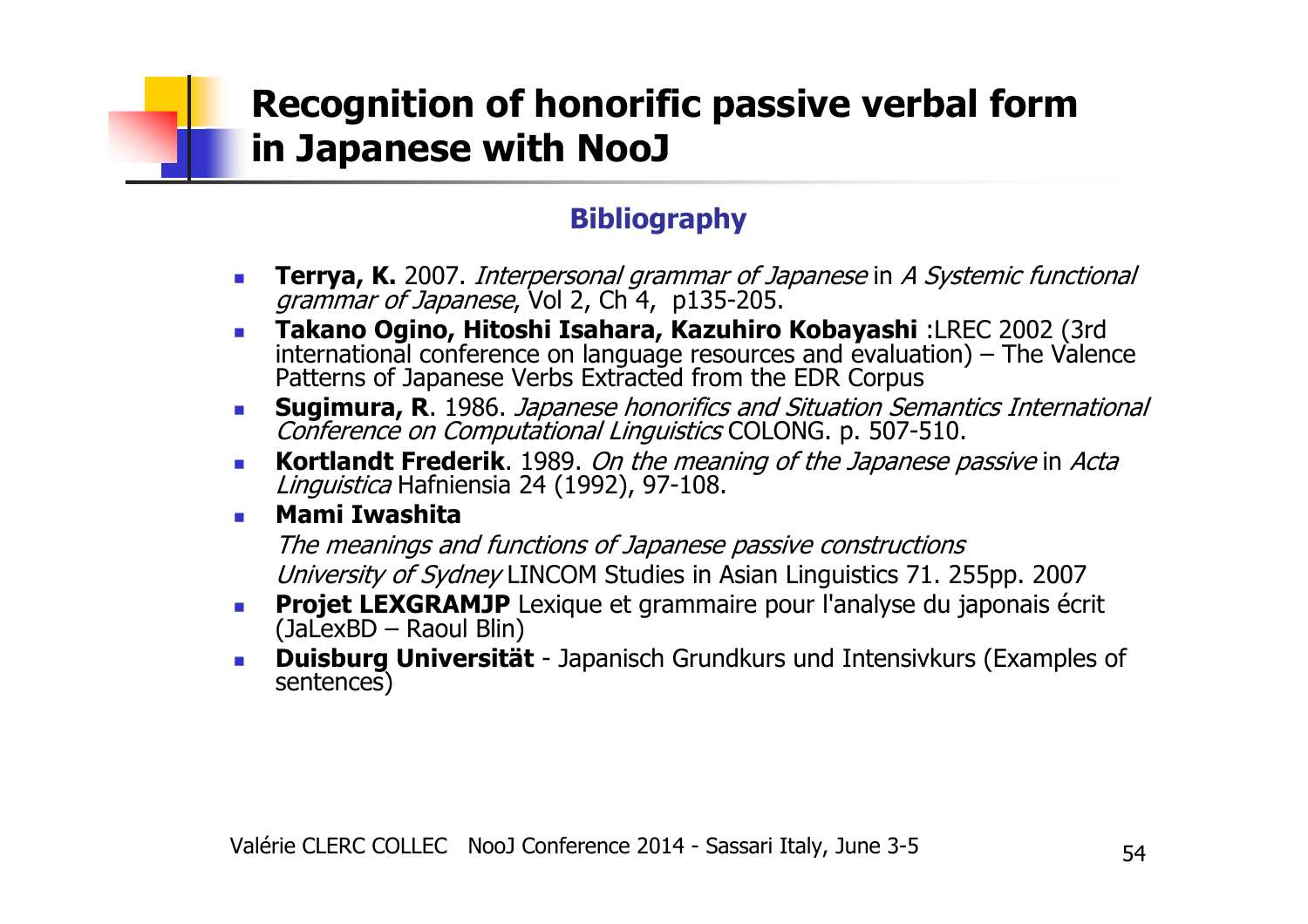# Recognition of honorific passive verbal form in Japanese with NooJ

## Bibliography

- **Terrya, K.** 2007. *Interpersonal grammar of Japanese* in *A Systemic functional grammar of Japanese*, Vol 2, Ch 4, p135-205.
- **Takano Ogino, Hitoshi Isahara, Kazuhiro Kobayashi** :LREC 2002 (3rd international conference on language resources and evaluation) – The Valence Patterns of Japanese Verbs Extracted from the EDR Corpus
- **Sugimura, R**. 1986. *Japanese honorifics and Situation Semantics International Conference on Computational Linguistics* COLONG. p. 507-510.
- **Kortlandt Frederik**. 1989. *On the meaning of the Japanese passive* in *Acta Linguistica* Hafniensia 24 (1992), 97-108.
- **Mami Iwashita**
  *The meanings and functions of Japanese passive constructions*
  *University of Sydney* LINCOM Studies in Asian Linguistics 71. 255pp. 2007
- **Projet LEXGRAMJP** Lexique et grammaire pour l'analyse du japonais écrit (JaLexBD – Raoul Blin)
- **Duisburg Universität** - Japanisch Grundkurs und Intensivkurs (Examples of sentences)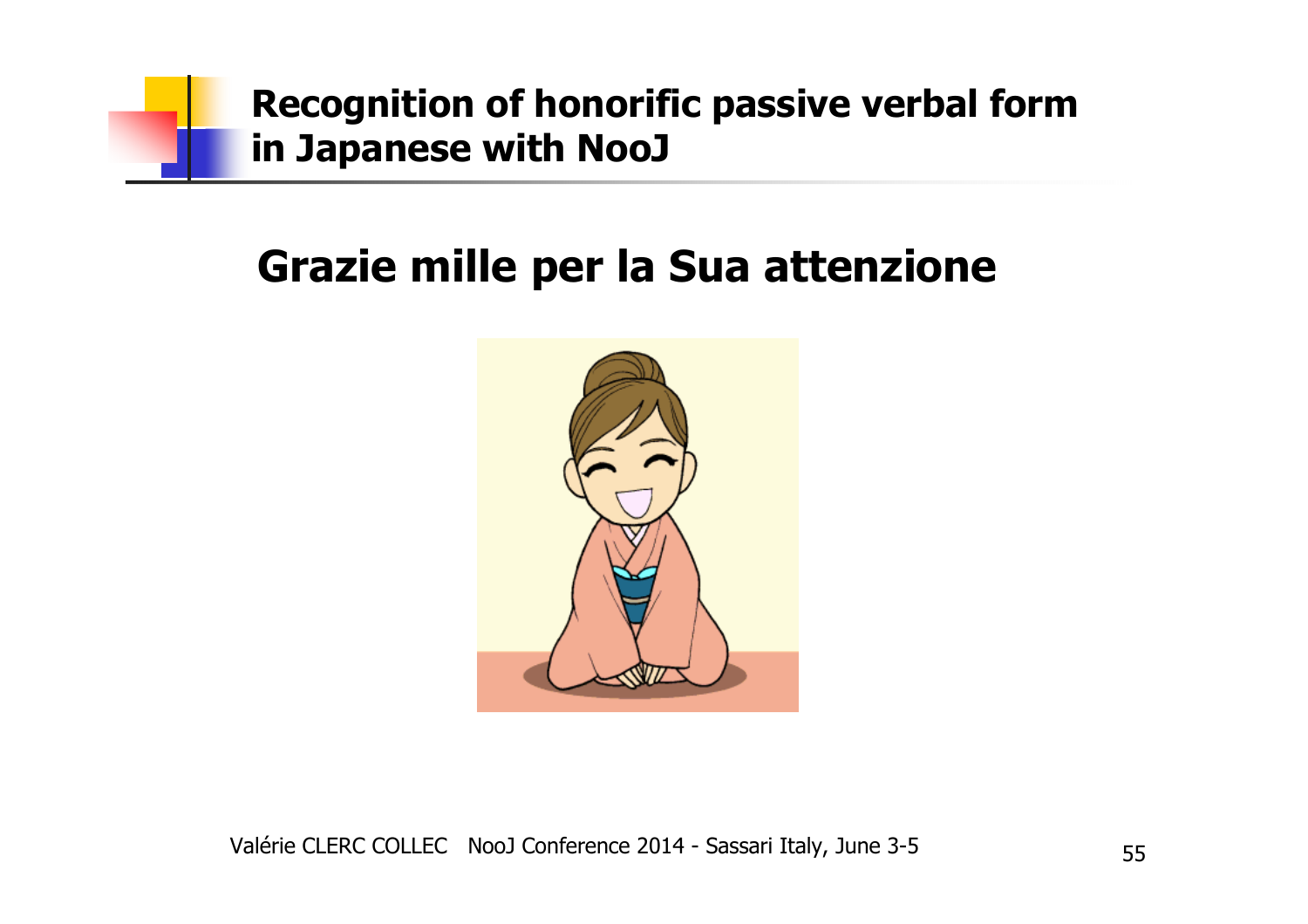# Recognition of honorific passive verbal form in Japanese with NooJ

## Grazie mille per la Sua attenzione